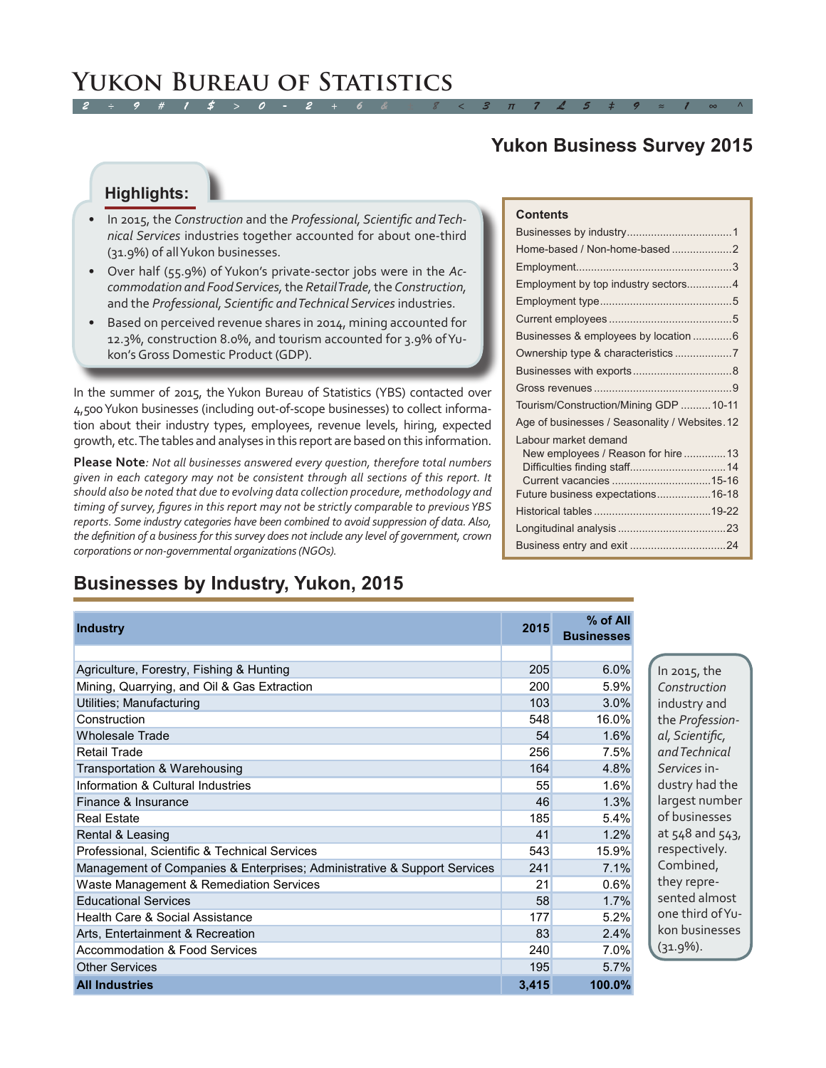# Yukon Bureau of Statistics

## Yukon Business Survey 2015

### Highlights:

- In 2015, the *Construction* and the *Professional, Scientific and Technical Services* industries together accounted for about one-third (31.9%) of all Yukon businesses.
- Over half (55.9%) of Yukon's private-sector jobs were in the *Accommodation and Food Services,* the *Retail Trade,* the *Construction,* and the *Professional, Scientific and Technical Services* industries.
- Based on perceived revenue shares in 2014, mining accounted for 12.3%, construction 8.0%, and tourism accounted for 3.9% of Yukon's Gross Domestic Product (GDP).

**Contents**

- Businesses by industry .... 1
- Home-based / Non-home-based .... 2
- Employment .... 3
- Employment by top industry sectors .... 4
- Employment type .... 5
- Current employees .... 5
- Businesses & employees by location .... 6
- Ownership type & characteristics .... 7
- Businesses with exports .... 8
- Gross revenues .... 9
- Tourism/Construction/Mining GDP .... 10-11
- Age of businesses / Seasonality / Websites .... 12
- Labour market demand
  - New employees / Reason for hire .... 13
  - Difficulties finding staff .... 14
  - Current vacancies .... 15-16
- Future business expectations .... 16-18
- Historical tables .... 19-22
- Longitudinal analysis .... 23
- Business entry and exit .... 24

In the summer of 2015, the Yukon Bureau of Statistics (YBS) contacted over 4,500 Yukon businesses (including out-of-scope businesses) to collect information about their industry types, employees, revenue levels, hiring, expected growth, etc. The tables and analyses in this report are based on this information.

**Please Note**: *Not all businesses answered every question, therefore total numbers given in each category may not be consistent through all sections of this report. It should also be noted that due to evolving data collection procedure, methodology and timing of survey, figures in this report may not be strictly comparable to previous YBS reports. Some industry categories have been combined to avoid suppression of data. Also, the definition of a business for this survey does not include any level of government, crown corporations or non-governmental organizations (NGOs).*

## Businesses by Industry, Yukon, 2015

| Industry | 2015 | % of All Businesses |
|---|---|---|
| Agriculture, Forestry, Fishing & Hunting | 205 | 6.0% |
| Mining, Quarrying, and Oil & Gas Extraction | 200 | 5.9% |
| Utilities; Manufacturing | 103 | 3.0% |
| Construction | 548 | 16.0% |
| Wholesale Trade | 54 | 1.6% |
| Retail Trade | 256 | 7.5% |
| Transportation & Warehousing | 164 | 4.8% |
| Information & Cultural Industries | 55 | 1.6% |
| Finance & Insurance | 46 | 1.3% |
| Real Estate | 185 | 5.4% |
| Rental & Leasing | 41 | 1.2% |
| Professional, Scientific & Technical Services | 543 | 15.9% |
| Management of Companies & Enterprises; Administrative & Support Services | 241 | 7.1% |
| Waste Management & Remediation Services | 21 | 0.6% |
| Educational Services | 58 | 1.7% |
| Health Care & Social Assistance | 177 | 5.2% |
| Arts, Entertainment & Recreation | 83 | 2.4% |
| Accommodation & Food Services | 240 | 7.0% |
| Other Services | 195 | 5.7% |
| **All Industries** | **3,415** | **100.0%** |

In 2015, the *Construction* industry and the *Professional, Scientific, and Technical Services* industry had the largest number of businesses at 548 and 543, respectively. Combined, they represented almost one third of Yukon businesses (31.9%).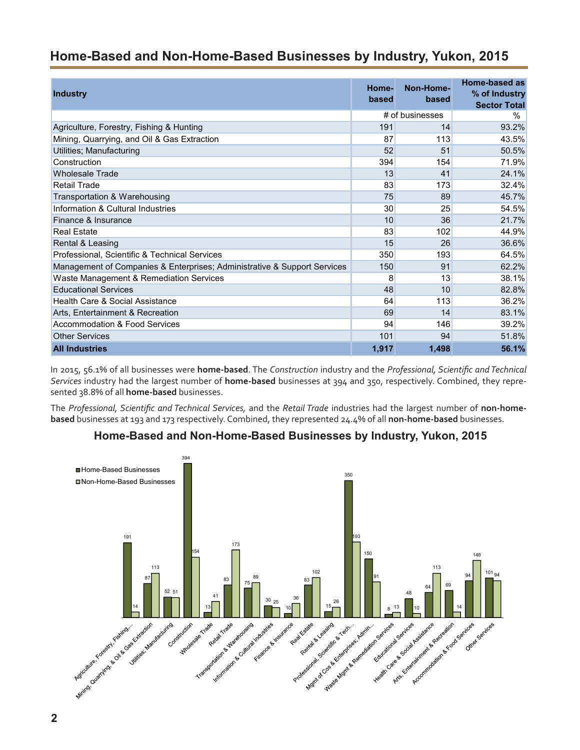## Home-Based and Non-Home-Based Businesses by Industry, Yukon, 2015

| Industry | Home-based | Non-Home-based | Home-based as % of Industry Sector Total |
|---|---|---|---|
| | # of businesses | | % |
| Agriculture, Forestry, Fishing & Hunting | 191 | 14 | 93.2% |
| Mining, Quarrying, and Oil & Gas Extraction | 87 | 113 | 43.5% |
| Utilities; Manufacturing | 52 | 51 | 50.5% |
| Construction | 394 | 154 | 71.9% |
| Wholesale Trade | 13 | 41 | 24.1% |
| Retail Trade | 83 | 173 | 32.4% |
| Transportation & Warehousing | 75 | 89 | 45.7% |
| Information & Cultural Industries | 30 | 25 | 54.5% |
| Finance & Insurance | 10 | 36 | 21.7% |
| Real Estate | 83 | 102 | 44.9% |
| Rental & Leasing | 15 | 26 | 36.6% |
| Professional, Scientific & Technical Services | 350 | 193 | 64.5% |
| Management of Companies & Enterprises; Administrative & Support Services | 150 | 91 | 62.2% |
| Waste Management & Remediation Services | 8 | 13 | 38.1% |
| Educational Services | 48 | 10 | 82.8% |
| Health Care & Social Assistance | 64 | 113 | 36.2% |
| Arts, Entertainment & Recreation | 69 | 14 | 83.1% |
| Accommodation & Food Services | 94 | 146 | 39.2% |
| Other Services | 101 | 94 | 51.8% |
| **All Industries** | **1,917** | **1,498** | **56.1%** |

In 2015, 56.1% of all businesses were **home-based**. The *Construction* industry and the *Professional, Scientific and Technical Services* industry had the largest number of **home-based** businesses at 394 and 350, respectively. Combined, they represented 38.8% of all **home-based** businesses.

The *Professional, Scientific and Technical Services,* and the *Retail Trade* industries had the largest number of **non-home-based** businesses at 193 and 173 respectively. Combined, they represented 24.4% of all **non-home-based** businesses.

### Home-Based and Non-Home-Based Businesses by Industry, Yukon, 2015

| Industry | Home-Based Businesses | Non-Home-Based Businesses |
|---|---|---|
| Agriculture, Forestry, Fishing,... | 191 | 14 |
| Mining, Quarrying, & Oil & Gas Extraction | 87 | 113 |
| Utilities; Manufacturing | 52 | 51 |
| Construction | 394 | 154 |
| Wholesale Trade | 13 | 41 |
| Retail Trade | 83 | 173 |
| Transportation & Warehousing | 75 | 89 |
| Information & Cultural Industries | 30 | 25 |
| Finance & Insurance | 10 | 36 |
| Real Estate | 83 | 102 |
| Rental & Leasing | 15 | 26 |
| Professional, Scientific & Tech... | 350 | 193 |
| Mgmt of Cos & Enterprises; Admin... | 150 | 91 |
| Waste Mgmt & Remediation Services | 8 | 13 |
| Educational Services | 48 | 10 |
| Health Care & Social Assistance | 64 | 113 |
| Arts, Entertainment & Recreation | 69 | 14 |
| Accommodation & Food Services | 94 | 146 |
| Other Services | 101 | 94 |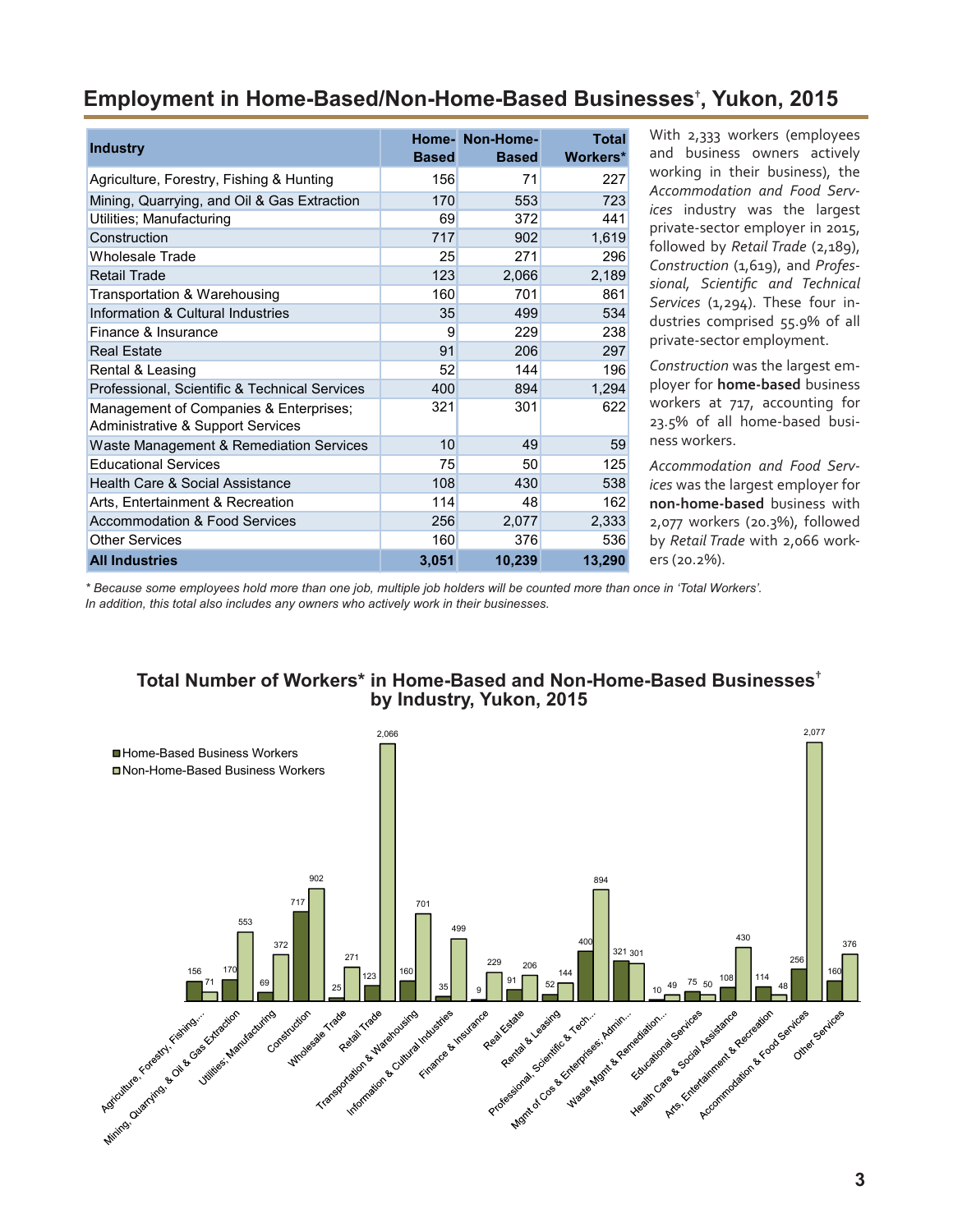## Employment in Home-Based/Non-Home-Based Businesses†, Yukon, 2015

| Industry | Home-Based | Non-Home-Based | Total Workers* |
|---|---|---|---|
| Agriculture, Forestry, Fishing & Hunting | 156 | 71 | 227 |
| Mining, Quarrying, and Oil & Gas Extraction | 170 | 553 | 723 |
| Utilities; Manufacturing | 69 | 372 | 441 |
| Construction | 717 | 902 | 1,619 |
| Wholesale Trade | 25 | 271 | 296 |
| Retail Trade | 123 | 2,066 | 2,189 |
| Transportation & Warehousing | 160 | 701 | 861 |
| Information & Cultural Industries | 35 | 499 | 534 |
| Finance & Insurance | 9 | 229 | 238 |
| Real Estate | 91 | 206 | 297 |
| Rental & Leasing | 52 | 144 | 196 |
| Professional, Scientific & Technical Services | 400 | 894 | 1,294 |
| Management of Companies & Enterprises; Administrative & Support Services | 321 | 301 | 622 |
| Waste Management & Remediation Services | 10 | 49 | 59 |
| Educational Services | 75 | 50 | 125 |
| Health Care & Social Assistance | 108 | 430 | 538 |
| Arts, Entertainment & Recreation | 114 | 48 | 162 |
| Accommodation & Food Services | 256 | 2,077 | 2,333 |
| Other Services | 160 | 376 | 536 |
| **All Industries** | **3,051** | **10,239** | **13,290** |

*\* Because some employees hold more than one job, multiple job holders will be counted more than once in 'Total Workers'. In addition, this total also includes any owners who actively work in their businesses.*

With 2,333 workers (employees and business owners actively working in their business), the *Accommodation and Food Services* industry was the largest private-sector employer in 2015, followed by *Retail Trade* (2,189), *Construction* (1,619), and *Professional, Scientific and Technical Services* (1,294). These four industries comprised 55.9% of all private-sector employment.

*Construction* was the largest employer for **home-based** business workers at 717, accounting for 23.5% of all home-based business workers.

*Accommodation and Food Services* was the largest employer for **non-home-based** business with 2,077 workers (20.3%), followed by *Retail Trade* with 2,066 workers (20.2%).

### Total Number of Workers* in Home-Based and Non-Home-Based Businesses† by Industry, Yukon, 2015

| Industry | Home-Based Business Workers | Non-Home-Based Business Workers |
|---|---|---|
| Agriculture, Forestry, Fishing,... | 156 | 71 |
| Mining, Quarrying, & Oil & Gas Extraction | 170 | 553 |
| Utilities; Manufacturing | 69 | 372 |
| Construction | 717 | 902 |
| Wholesale Trade | 25 | 271 |
| Retail Trade | 123 | 2,066 |
| Transportation & Warehousing | 160 | 701 |
| Information & Cultural Industries | 35 | 499 |
| Finance & Insurance | 9 | 229 |
| Real Estate | 91 | 206 |
| Rental & Leasing | 52 | 144 |
| Professional, Scientific & Tech... | 400 | 894 |
| Mgmt of Cos & Enterprises; Admin... | 321 | 301 |
| Waste Mgmt & Remediation... | 10 | 49 |
| Educational Services | 75 | 50 |
| Health Care & Social Assistance | 108 | 430 |
| Arts, Entertainment & Recreation | 114 | 48 |
| Accommodation & Food Services | 256 | 2,077 |
| Other Services | 160 | 376 |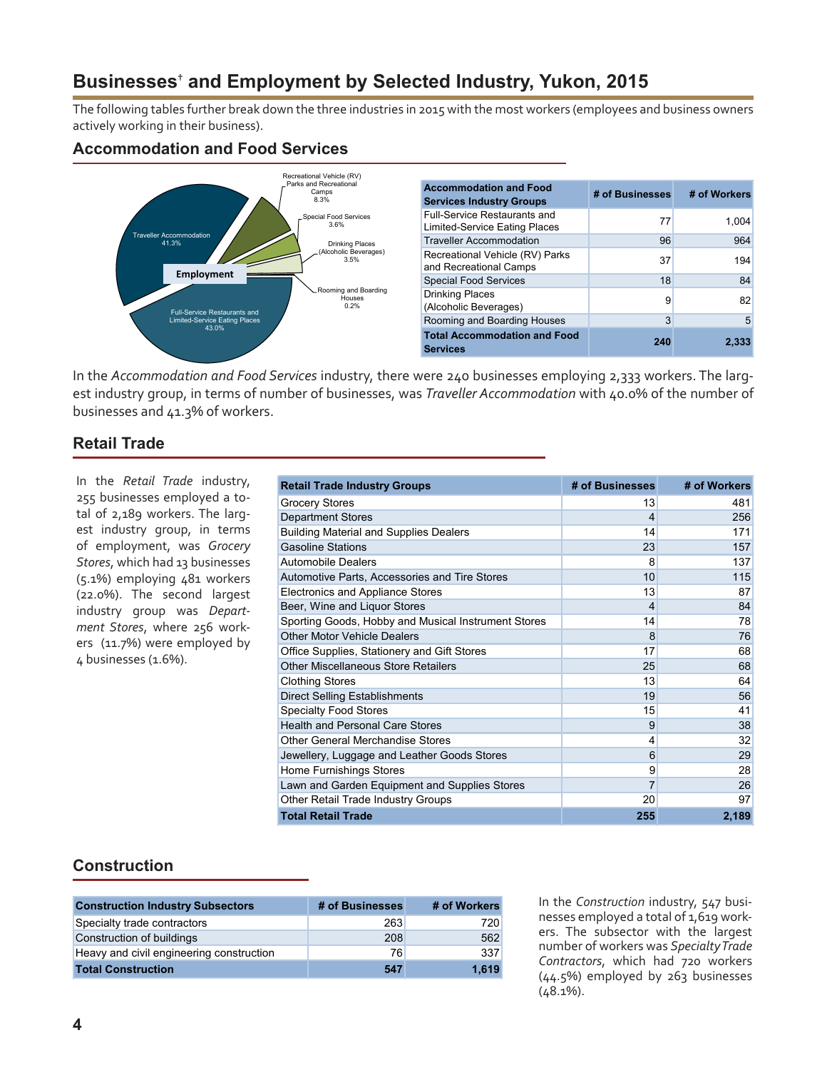# Businesses† and Employment by Selected Industry, Yukon, 2015

The following tables further break down the three industries in 2015 with the most workers (employees and business owners actively working in their business).

## Accommodation and Food Services

| Accommodation and Food Services Industry Groups | # of Businesses | # of Workers |
|---|---|---|
| Full-Service Restaurants and Limited-Service Eating Places | 77 | 1,004 |
| Traveller Accommodation | 96 | 964 |
| Recreational Vehicle (RV) Parks and Recreational Camps | 37 | 194 |
| Special Food Services | 18 | 84 |
| Drinking Places (Alcoholic Beverages) | 9 | 82 |
| Rooming and Boarding Houses | 3 | 5 |
| **Total Accommodation and Food Services** | **240** | **2,333** |

Employment

- Full-Service Restaurants and Limited-Service Eating Places 43.0%
- Traveller Accommodation 41.3%
- Recreational Vehicle (RV) Parks and Recreational Camps 8.3%
- Special Food Services 3.6%
- Drinking Places (Alcoholic Beverages) 3.5%
- Rooming and Boarding Houses 0.2%

In the *Accommodation and Food Services* industry, there were 240 businesses employing 2,333 workers. The largest industry group, in terms of number of businesses, was *Traveller Accommodation* with 40.0% of the number of businesses and 41.3% of workers.

## Retail Trade

In the *Retail Trade* industry, 255 businesses employed a total of 2,189 workers. The largest industry group, in terms of employment, was *Grocery Stores*, which had 13 businesses (5.1%) employing 481 workers (22.0%). The second largest industry group was *Department Stores*, where 256 workers (11.7%) were employed by 4 businesses (1.6%).

| Retail Trade Industry Groups | # of Businesses | # of Workers |
|---|---|---|
| Grocery Stores | 13 | 481 |
| Department Stores | 4 | 256 |
| Building Material and Supplies Dealers | 14 | 171 |
| Gasoline Stations | 23 | 157 |
| Automobile Dealers | 8 | 137 |
| Automotive Parts, Accessories and Tire Stores | 10 | 115 |
| Electronics and Appliance Stores | 13 | 87 |
| Beer, Wine and Liquor Stores | 4 | 84 |
| Sporting Goods, Hobby and Musical Instrument Stores | 14 | 78 |
| Other Motor Vehicle Dealers | 8 | 76 |
| Office Supplies, Stationery and Gift Stores | 17 | 68 |
| Other Miscellaneous Store Retailers | 25 | 68 |
| Clothing Stores | 13 | 64 |
| Direct Selling Establishments | 19 | 56 |
| Specialty Food Stores | 15 | 41 |
| Health and Personal Care Stores | 9 | 38 |
| Other General Merchandise Stores | 4 | 32 |
| Jewellery, Luggage and Leather Goods Stores | 6 | 29 |
| Home Furnishings Stores | 9 | 28 |
| Lawn and Garden Equipment and Supplies Stores | 7 | 26 |
| Other Retail Trade Industry Groups | 20 | 97 |
| **Total Retail Trade** | **255** | **2,189** |

## Construction

| Construction Industry Subsectors | # of Businesses | # of Workers |
|---|---|---|
| Specialty trade contractors | 263 | 720 |
| Construction of buildings | 208 | 562 |
| Heavy and civil engineering construction | 76 | 337 |
| **Total Construction** | **547** | **1,619** |

In the *Construction* industry, 547 businesses employed a total of 1,619 workers. The subsector with the largest number of workers was *Specialty Trade Contractors*, which had 720 workers (44.5%) employed by 263 businesses (48.1%).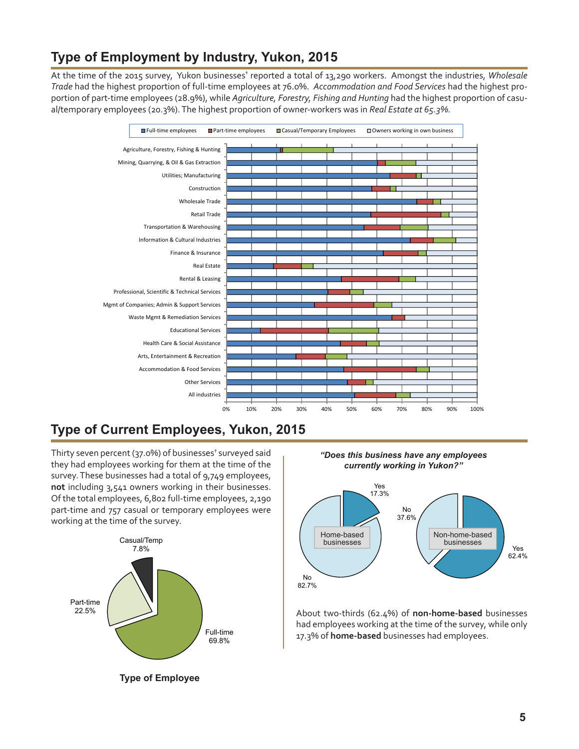## Type of Employment by Industry, Yukon, 2015

At the time of the 2015 survey, Yukon businesses† reported a total of 13,290 workers. Amongst the industries, *Wholesale Trade* had the highest proportion of full-time employees at 76.0%. *Accommodation and Food Services* had the highest proportion of part-time employees (28.9%), while *Agriculture, Forestry, Fishing and Hunting* had the highest proportion of casual/temporary employees (20.3%). The highest proportion of owner-workers was in *Real Estate at 65.3%.*

Full-time employees | Part-time employees | Casual/Temporary Employees | Owners working in own business

Agriculture, Forestry, Fishing & Hunting
Mining, Quarrying, & Oil & Gas Extraction
Utilities; Manufacturing
Construction
Wholesale Trade
Retail Trade
Transportation & Warehousing
Information & Cultural Industries
Finance & Insurance
Real Estate
Rental & Leasing
Professional, Scientific & Technical Services
Mgmt of Companies; Admin & Support Services
Waste Mgmt & Remediation Services
Educational Services
Health Care & Social Assistance
Arts, Entertainment & Recreation
Accommodation & Food Services
Other Services
All industries

0% 10% 20% 30% 40% 50% 60% 70% 80% 90% 100%

## Type of Current Employees, Yukon, 2015

Thirty seven percent (37.0%) of businesses† surveyed said they had employees working for them at the time of the survey. These businesses had a total of 9,749 employees, **not** including 3,541 owners working in their businesses. Of the total employees, 6,802 full-time employees, 2,190 part-time and 757 casual or temporary employees were working at the time of the survey.

Casual/Temp 7.8%
Part-time 22.5%
Full-time 69.8%

**Type of Employee**

***"Does this business have any employees currently working in Yukon?"***

Home-based businesses: Yes 17.3%, No 82.7%

Non-home-based businesses: Yes 62.4%, No 37.6%

About two-thirds (62.4%) of **non-home-based** businesses had employees working at the time of the survey, while only 17.3% of **home-based** businesses had employees.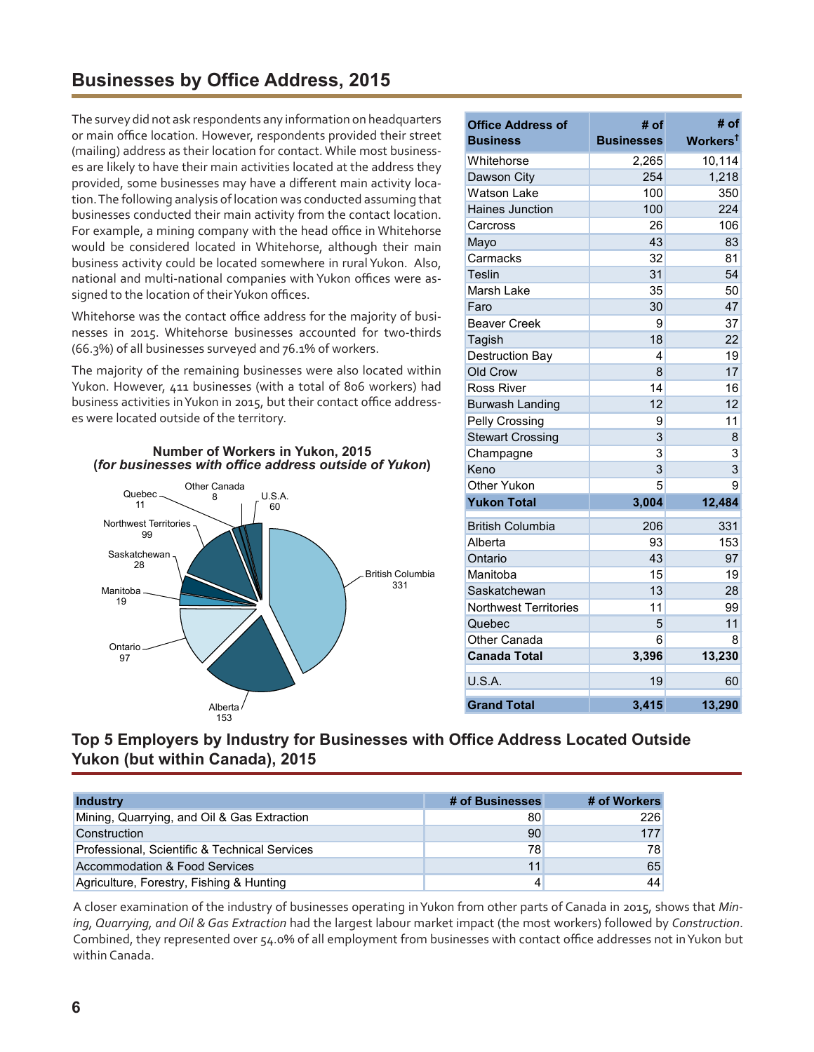## Businesses by Office Address, 2015

The survey did not ask respondents any information on headquarters or main office location. However, respondents provided their street (mailing) address as their location for contact. While most businesses are likely to have their main activities located at the address they provided, some businesses may have a different main activity location. The following analysis of location was conducted assuming that businesses conducted their main activity from the contact location. For example, a mining company with the head office in Whitehorse would be considered located in Whitehorse, although their main business activity could be located somewhere in rural Yukon. Also, national and multi-national companies with Yukon offices were assigned to the location of their Yukon offices.

Whitehorse was the contact office address for the majority of businesses in 2015. Whitehorse businesses accounted for two-thirds (66.3%) of all businesses surveyed and 76.1% of workers.

The majority of the remaining businesses were also located within Yukon. However, 411 businesses (with a total of 806 workers) had business activities in Yukon in 2015, but their contact office addresses were located outside of the territory.

**Number of Workers in Yukon, 2015**
**(*for businesses with office address outside of Yukon*)**

| Office Address | # of Workers |
|---|---|
| British Columbia | 331 |
| Alberta | 153 |
| Ontario | 97 |
| Manitoba | 19 |
| Saskatchewan | 28 |
| Northwest Territories | 99 |
| Quebec | 11 |
| Other Canada | 8 |
| U.S.A. | 60 |

| Office Address of Business | # of Businesses | # of Workers[†] |
|---|---|---|
| Whitehorse | 2,265 | 10,114 |
| Dawson City | 254 | 1,218 |
| Watson Lake | 100 | 350 |
| Haines Junction | 100 | 224 |
| Carcross | 26 | 106 |
| Mayo | 43 | 83 |
| Carmacks | 32 | 81 |
| Teslin | 31 | 54 |
| Marsh Lake | 35 | 50 |
| Faro | 30 | 47 |
| Beaver Creek | 9 | 37 |
| Tagish | 18 | 22 |
| Destruction Bay | 4 | 19 |
| Old Crow | 8 | 17 |
| Ross River | 14 | 16 |
| Burwash Landing | 12 | 12 |
| Pelly Crossing | 9 | 11 |
| Stewart Crossing | 3 | 8 |
| Champagne | 3 | 3 |
| Keno | 3 | 3 |
| Other Yukon | 5 | 9 |
| **Yukon Total** | **3,004** | **12,484** |
| British Columbia | 206 | 331 |
| Alberta | 93 | 153 |
| Ontario | 43 | 97 |
| Manitoba | 15 | 19 |
| Saskatchewan | 13 | 28 |
| Northwest Territories | 11 | 99 |
| Quebec | 5 | 11 |
| Other Canada | 6 | 8 |
| **Canada Total** | **3,396** | **13,230** |
| U.S.A. | 19 | 60 |
| **Grand Total** | **3,415** | **13,290** |

## Top 5 Employers by Industry for Businesses with Office Address Located Outside Yukon (but within Canada), 2015

| Industry | # of Businesses | # of Workers |
|---|---|---|
| Mining, Quarrying, and Oil & Gas Extraction | 80 | 226 |
| Construction | 90 | 177 |
| Professional, Scientific & Technical Services | 78 | 78 |
| Accommodation & Food Services | 11 | 65 |
| Agriculture, Forestry, Fishing & Hunting | 4 | 44 |

A closer examination of the industry of businesses operating in Yukon from other parts of Canada in 2015, shows that *Mining, Quarrying, and Oil & Gas Extraction* had the largest labour market impact (the most workers) followed by *Construction*. Combined, they represented over 54.0% of all employment from businesses with contact office addresses not in Yukon but within Canada.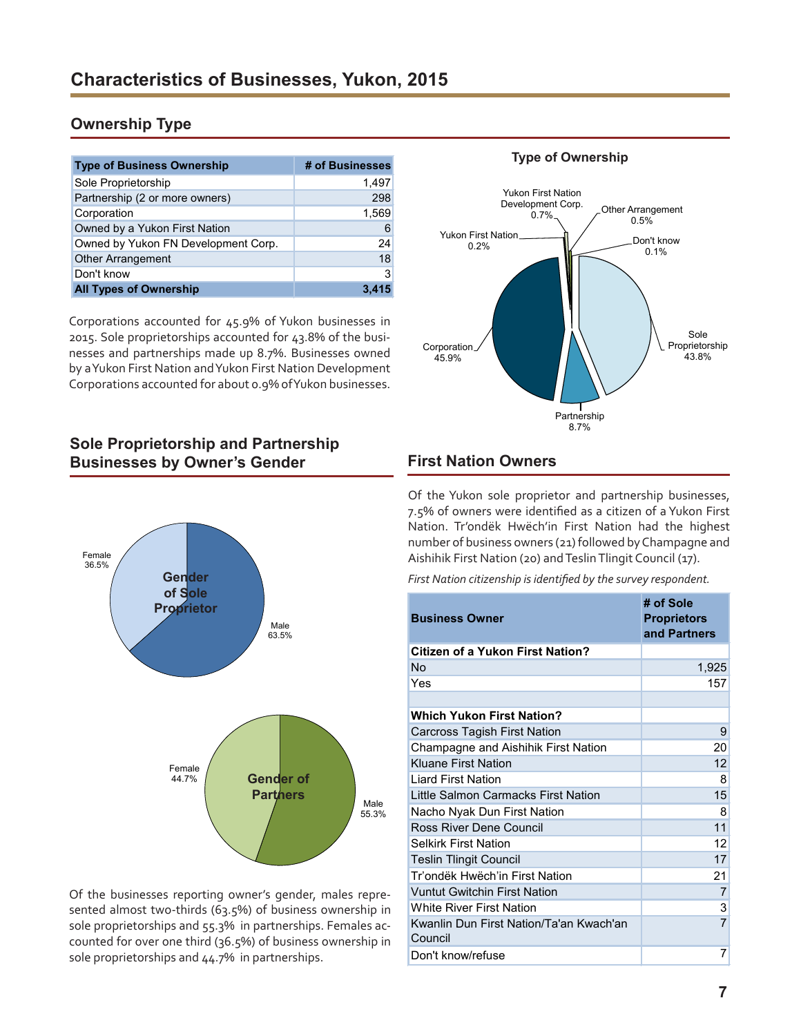## Characteristics of Businesses, Yukon, 2015

### Ownership Type

| Type of Business Ownership | # of Businesses |
|---|---|
| Sole Proprietorship | 1,497 |
| Partnership (2 or more owners) | 298 |
| Corporation | 1,569 |
| Owned by a Yukon First Nation | 6 |
| Owned by Yukon FN Development Corp. | 24 |
| Other Arrangement | 18 |
| Don't know | 3 |
| **All Types of Ownership** | **3,415** |

Corporations accounted for 45.9% of Yukon businesses in 2015. Sole proprietorships accounted for 43.8% of the businesses and partnerships made up 8.7%. Businesses owned by a Yukon First Nation and Yukon First Nation Development Corporations accounted for about 0.9% of Yukon businesses.

**Type of Ownership**

Yukon First Nation Development Corp. 0.7%; Other Arrangement 0.5%; Yukon First Nation 0.2%; Don't know 0.1%; Sole Proprietorship 43.8%; Corporation 45.9%; Partnership 8.7%

### Sole Proprietorship and Partnership Businesses by Owner's Gender

**Gender of Sole Proprietor**: Female 36.5%; Male 63.5%

**Gender of Partners**: Female 44.7%; Male 55.3%

Of the businesses reporting owner's gender, males represented almost two-thirds (63.5%) of business ownership in sole proprietorships and 55.3% in partnerships. Females accounted for over one third (36.5%) of business ownership in sole proprietorships and 44.7% in partnerships.

### First Nation Owners

Of the Yukon sole proprietor and partnership businesses, 7.5% of owners were identified as a citizen of a Yukon First Nation. Tr'ondëk Hwëch'in First Nation had the highest number of business owners (21) followed by Champagne and Aishihik First Nation (20) and Teslin Tlingit Council (17).

*First Nation citizenship is identified by the survey respondent.*

| Business Owner | # of Sole Proprietors and Partners |
|---|---|
| **Citizen of a Yukon First Nation?** | |
| No | 1,925 |
| Yes | 157 |
| | |
| **Which Yukon First Nation?** | |
| Carcross Tagish First Nation | 9 |
| Champagne and Aishihik First Nation | 20 |
| Kluane First Nation | 12 |
| Liard First Nation | 8 |
| Little Salmon Carmacks First Nation | 15 |
| Nacho Nyak Dun First Nation | 8 |
| Ross River Dene Council | 11 |
| Selkirk First Nation | 12 |
| Teslin Tlingit Council | 17 |
| Tr'ondëk Hwëch'in First Nation | 21 |
| Vuntut Gwitchin First Nation | 7 |
| White River First Nation | 3 |
| Kwanlin Dun First Nation/Ta'an Kwach'an Council | 7 |
| Don't know/refuse | 7 |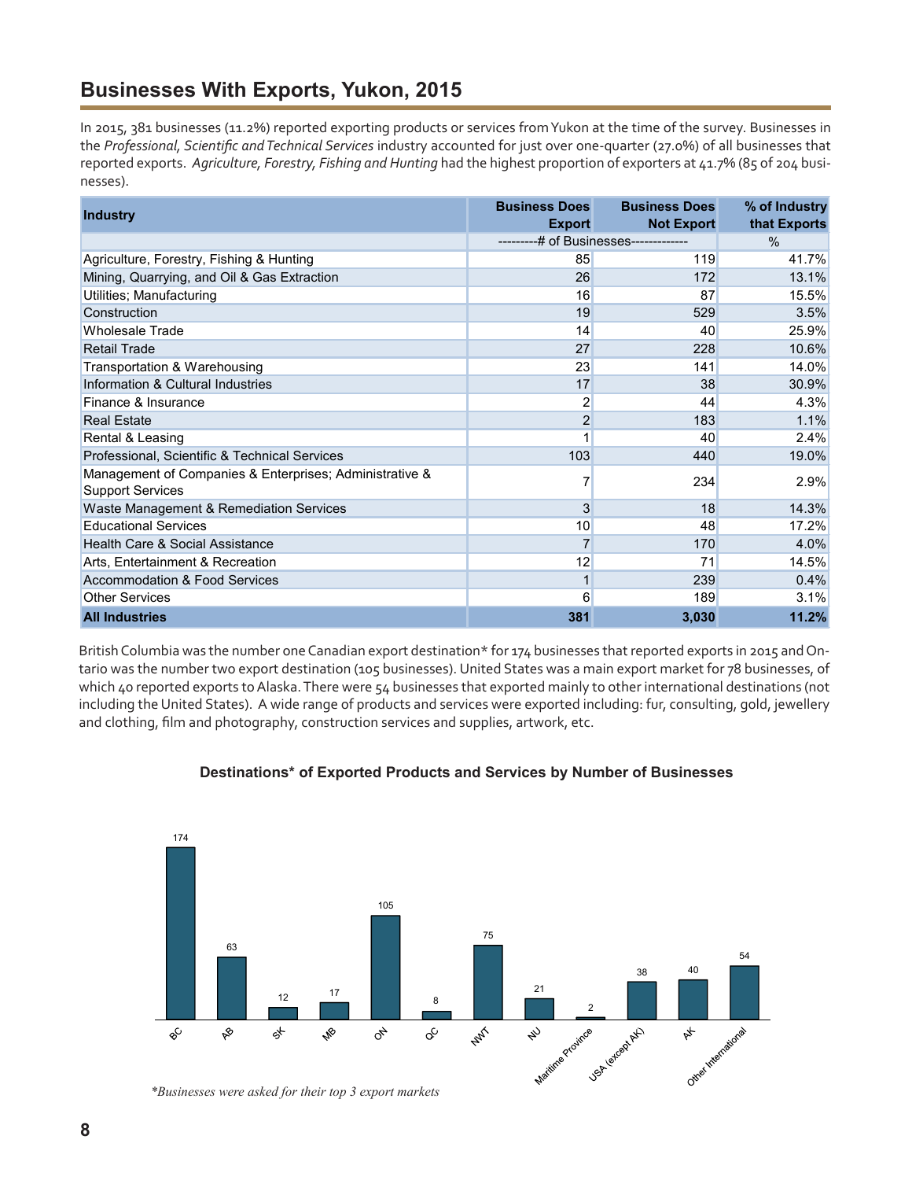## Businesses With Exports, Yukon, 2015

In 2015, 381 businesses (11.2%) reported exporting products or services from Yukon at the time of the survey. Businesses in the *Professional, Scientific and Technical Services* industry accounted for just over one-quarter (27.0%) of all businesses that reported exports. *Agriculture, Forestry, Fishing and Hunting* had the highest proportion of exporters at 41.7% (85 of 204 businesses).

| Industry | Business Does Export | Business Does Not Export | % of Industry that Exports |
|---|---|---|---|
| | ---------# of Businesses------------- | | % |
| Agriculture, Forestry, Fishing & Hunting | 85 | 119 | 41.7% |
| Mining, Quarrying, and Oil & Gas Extraction | 26 | 172 | 13.1% |
| Utilities; Manufacturing | 16 | 87 | 15.5% |
| Construction | 19 | 529 | 3.5% |
| Wholesale Trade | 14 | 40 | 25.9% |
| Retail Trade | 27 | 228 | 10.6% |
| Transportation & Warehousing | 23 | 141 | 14.0% |
| Information & Cultural Industries | 17 | 38 | 30.9% |
| Finance & Insurance | 2 | 44 | 4.3% |
| Real Estate | 2 | 183 | 1.1% |
| Rental & Leasing | 1 | 40 | 2.4% |
| Professional, Scientific & Technical Services | 103 | 440 | 19.0% |
| Management of Companies & Enterprises; Administrative & Support Services | 7 | 234 | 2.9% |
| Waste Management & Remediation Services | 3 | 18 | 14.3% |
| Educational Services | 10 | 48 | 17.2% |
| Health Care & Social Assistance | 7 | 170 | 4.0% |
| Arts, Entertainment & Recreation | 12 | 71 | 14.5% |
| Accommodation & Food Services | 1 | 239 | 0.4% |
| Other Services | 6 | 189 | 3.1% |
| **All Industries** | **381** | **3,030** | **11.2%** |

British Columbia was the number one Canadian export destination* for 174 businesses that reported exports in 2015 and Ontario was the number two export destination (105 businesses). United States was a main export market for 78 businesses, of which 40 reported exports to Alaska. There were 54 businesses that exported mainly to other international destinations (not including the United States). A wide range of products and services were exported including: fur, consulting, gold, jewellery and clothing, film and photography, construction services and supplies, artwork, etc.

### Destinations* of Exported Products and Services by Number of Businesses

| Destination | Number of Businesses |
|---|---|
| BC | 174 |
| AB | 63 |
| SK | 12 |
| MB | 17 |
| ON | 105 |
| QC | 8 |
| NWT | 75 |
| NU | 21 |
| Maritime Province | 2 |
| USA (except AK) | 38 |
| AK | 40 |
| Other International | 54 |

*\*Businesses were asked for their top 3 export markets*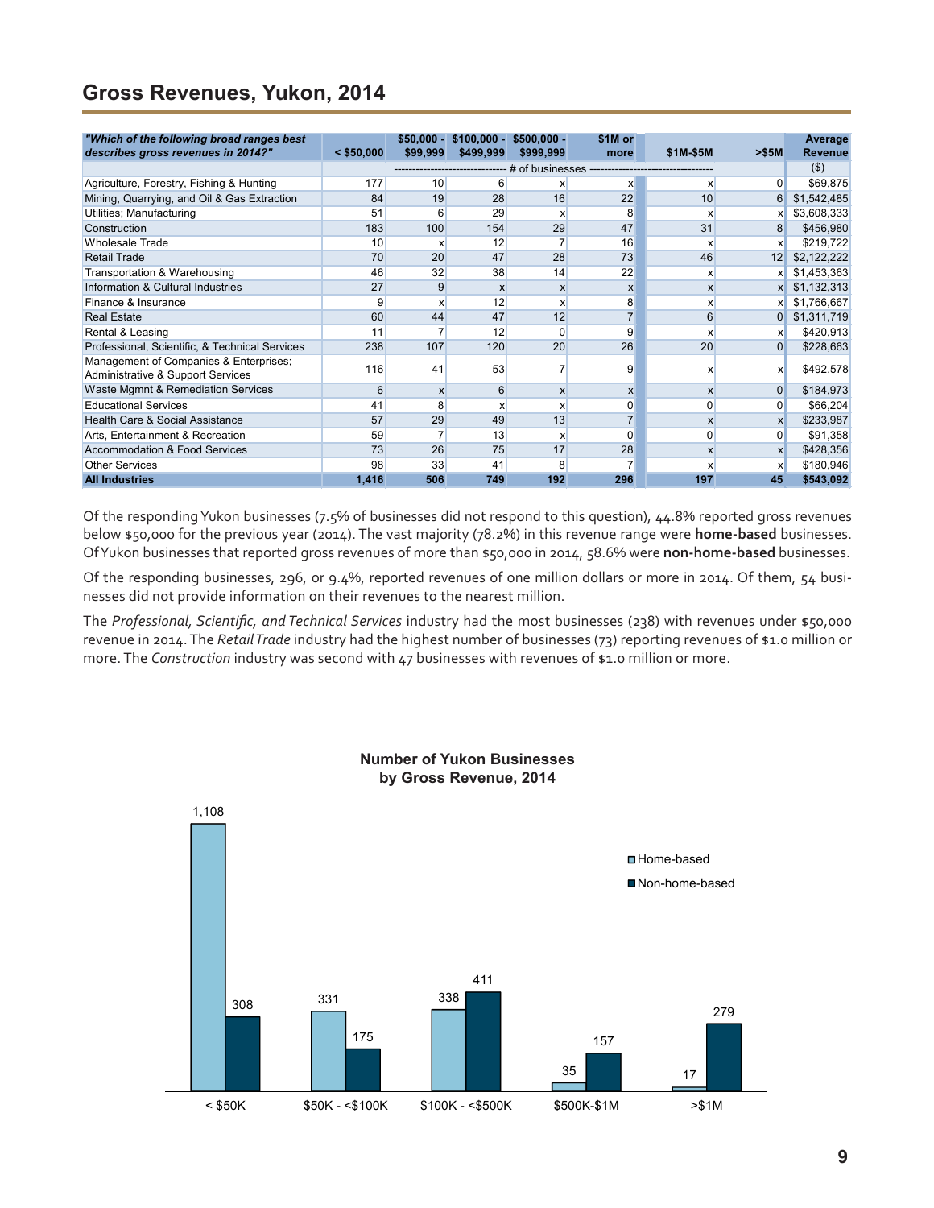## Gross Revenues, Yukon, 2014

| "Which of the following broad ranges best describes gross revenues in 2014?" | < $50,000 | $50,000 - $99,999 | $100,000 - $499,999 | $500,000 - $999,999 | $1M or more | $1M-$5M | >$5M | Average Revenue |
|---|---|---|---|---|---|---|---|---|
| | # of businesses | | | | | | | ($) |
| Agriculture, Forestry, Fishing & Hunting | 177 | 10 | 6 | x | x | x | 0 | $69,875 |
| Mining, Quarrying, and Oil & Gas Extraction | 84 | 19 | 28 | 16 | 22 | 10 | 6 | $1,542,485 |
| Utilities; Manufacturing | 51 | 6 | 29 | x | 8 | x | x | $3,608,333 |
| Construction | 183 | 100 | 154 | 29 | 47 | 31 | 8 | $456,980 |
| Wholesale Trade | 10 | x | 12 | 7 | 16 | x | x | $219,722 |
| Retail Trade | 70 | 20 | 47 | 28 | 73 | 46 | 12 | $2,122,222 |
| Transportation & Warehousing | 46 | 32 | 38 | 14 | 22 | x | x | $1,453,363 |
| Information & Cultural Industries | 27 | 9 | x | x | x | x | x | $1,132,313 |
| Finance & Insurance | 9 | x | 12 | x | 8 | x | x | $1,766,667 |
| Real Estate | 60 | 44 | 47 | 12 | 7 | 6 | 0 | $1,311,719 |
| Rental & Leasing | 11 | 7 | 12 | 0 | 9 | x | x | $420,913 |
| Professional, Scientific, & Technical Services | 238 | 107 | 120 | 20 | 26 | 20 | 0 | $228,663 |
| Management of Companies & Enterprises; Administrative & Support Services | 116 | 41 | 53 | 7 | 9 | x | x | $492,578 |
| Waste Mgmnt & Remediation Services | 6 | x | 6 | x | x | x | 0 | $184,973 |
| Educational Services | 41 | 8 | x | x | 0 | 0 | 0 | $66,204 |
| Health Care & Social Assistance | 57 | 29 | 49 | 13 | 7 | x | x | $233,987 |
| Arts, Entertainment & Recreation | 59 | 7 | 13 | x | 0 | 0 | 0 | $91,358 |
| Accommodation & Food Services | 73 | 26 | 75 | 17 | 28 | x | x | $428,356 |
| Other Services | 98 | 33 | 41 | 8 | 7 | x | x | $180,946 |
| **All Industries** | **1,416** | **506** | **749** | **192** | **296** | **197** | **45** | **$543,092** |

Of the responding Yukon businesses (7.5% of businesses did not respond to this question), 44.8% reported gross revenues below $50,000 for the previous year (2014). The vast majority (78.2%) in this revenue range were **home-based** businesses. Of Yukon businesses that reported gross revenues of more than $50,000 in 2014, 58.6% were **non-home-based** businesses.

Of the responding businesses, 296, or 9.4%, reported revenues of one million dollars or more in 2014. Of them, 54 businesses did not provide information on their revenues to the nearest million.

The *Professional, Scientific, and Technical Services* industry had the most businesses (238) with revenues under $50,000 revenue in 2014. The *Retail Trade* industry had the highest number of businesses (73) reporting revenues of $1.0 million or more. The *Construction* industry was second with 47 businesses with revenues of $1.0 million or more.

**Number of Yukon Businesses by Gross Revenue, 2014**

| Gross Revenue | Home-based | Non-home-based |
|---|---|---|
| < $50K | 1,108 | 308 |
| $50K - <$100K | 331 | 175 |
| $100K - <$500K | 338 | 411 |
| $500K-$1M | 35 | 157 |
| >$1M | 17 | 279 |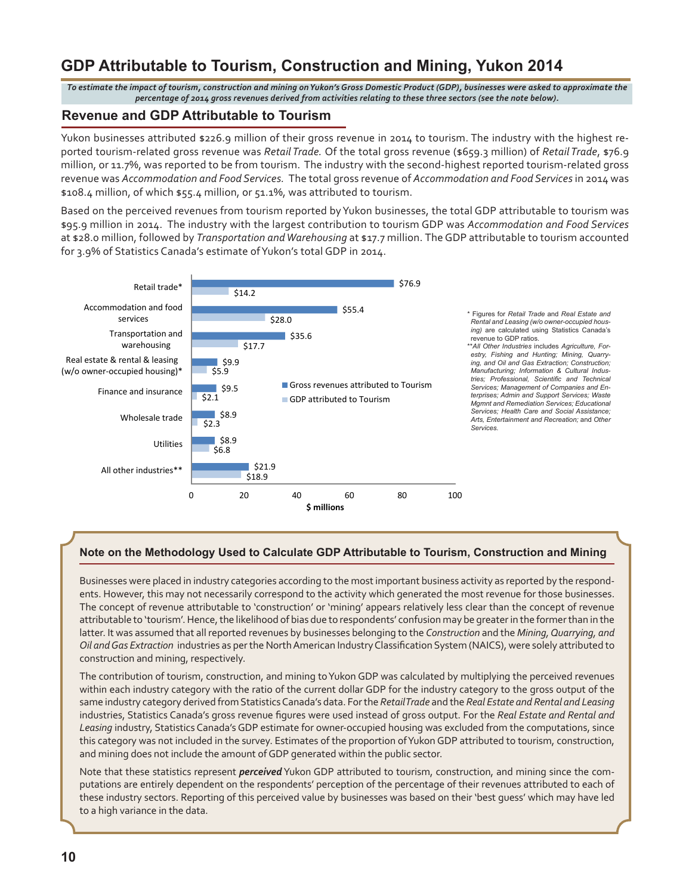# GDP Attributable to Tourism, Construction and Mining, Yukon 2014

*To estimate the impact of tourism, construction and mining on Yukon's Gross Domestic Product (GDP), businesses were asked to approximate the percentage of 2014 gross revenues derived from activities relating to these three sectors (see the note below).*

## Revenue and GDP Attributable to Tourism

Yukon businesses attributed $226.9 million of their gross revenue in 2014 to tourism. The industry with the highest reported tourism-related gross revenue was *Retail Trade.* Of the total gross revenue ($659.3 million) of *Retail Trade*, $76.9 million, or 11.7%, was reported to be from tourism. The industry with the second-highest reported tourism-related gross revenue was *Accommodation and Food Services.* The total gross revenue of *Accommodation and Food Services* in 2014 was $108.4 million, of which $55.4 million, or 51.1%, was attributed to tourism.

Based on the perceived revenues from tourism reported by Yukon businesses, the total GDP attributable to tourism was $95.9 million in 2014. The industry with the largest contribution to tourism GDP was *Accommodation and Food Services* at $28.0 million, followed by *Transportation and Warehousing* at $17.7 million. The GDP attributable to tourism accounted for 3.9% of Statistics Canada's estimate of Yukon's total GDP in 2014.

| Industry | Gross revenues attributed to Tourism ($ millions) | GDP attributed to Tourism ($ millions) |
|---|---|---|
| Retail trade* | $76.9 | $14.2 |
| Accommodation and food services | $55.4 | $28.0 |
| Transportation and warehousing | $35.6 | $17.7 |
| Real estate & rental & leasing (w/o owner-occupied housing)* | $9.9 | $5.9 |
| Finance and insurance | $9.5 | $2.1 |
| Wholesale trade | $8.9 | $2.3 |
| Utilities | $8.9 | $6.8 |
| All other industries** | $21.9 | $18.9 |

\* Figures for *Retail Trade* and *Real Estate and Rental and Leasing (w/o owner-occupied housing)* are calculated using Statistics Canada's revenue to GDP ratios.

\*\**All Other Industries* includes *Agriculture, Forestry, Fishing and Hunting; Mining, Quarrying, and Oil and Gas Extraction; Construction; Manufacturing; Information & Cultural Industries; Professional, Scientific and Technical Services; Management of Companies and Enterprises; Admin and Support Services; Waste Mgmnt and Remediation Services; Educational Services; Health Care and Social Assistance; Arts, Entertainment and Recreation;* and *Other Services.*

### Note on the Methodology Used to Calculate GDP Attributable to Tourism, Construction and Mining

Businesses were placed in industry categories according to the most important business activity as reported by the respondents. However, this may not necessarily correspond to the activity which generated the most revenue for those businesses. The concept of revenue attributable to 'construction' or 'mining' appears relatively less clear than the concept of revenue attributable to 'tourism'. Hence, the likelihood of bias due to respondents' confusion may be greater in the former than in the latter. It was assumed that all reported revenues by businesses belonging to the *Construction* and the *Mining, Quarrying, and Oil and Gas Extraction* industries as per the North American Industry Classification System (NAICS), were solely attributed to construction and mining, respectively.

The contribution of tourism, construction, and mining to Yukon GDP was calculated by multiplying the perceived revenues within each industry category with the ratio of the current dollar GDP for the industry category to the gross output of the same industry category derived from Statistics Canada's data. For the *Retail Trade* and the *Real Estate and Rental and Leasing* industries, Statistics Canada's gross revenue figures were used instead of gross output. For the *Real Estate and Rental and Leasing* industry, Statistics Canada's GDP estimate for owner-occupied housing was excluded from the computations, since this category was not included in the survey. Estimates of the proportion of Yukon GDP attributed to tourism, construction, and mining does not include the amount of GDP generated within the public sector.

Note that these statistics represent ***perceived*** Yukon GDP attributed to tourism, construction, and mining since the computations are entirely dependent on the respondents' perception of the percentage of their revenues attributed to each of these industry sectors. Reporting of this perceived value by businesses was based on their 'best guess' which may have led to a high variance in the data.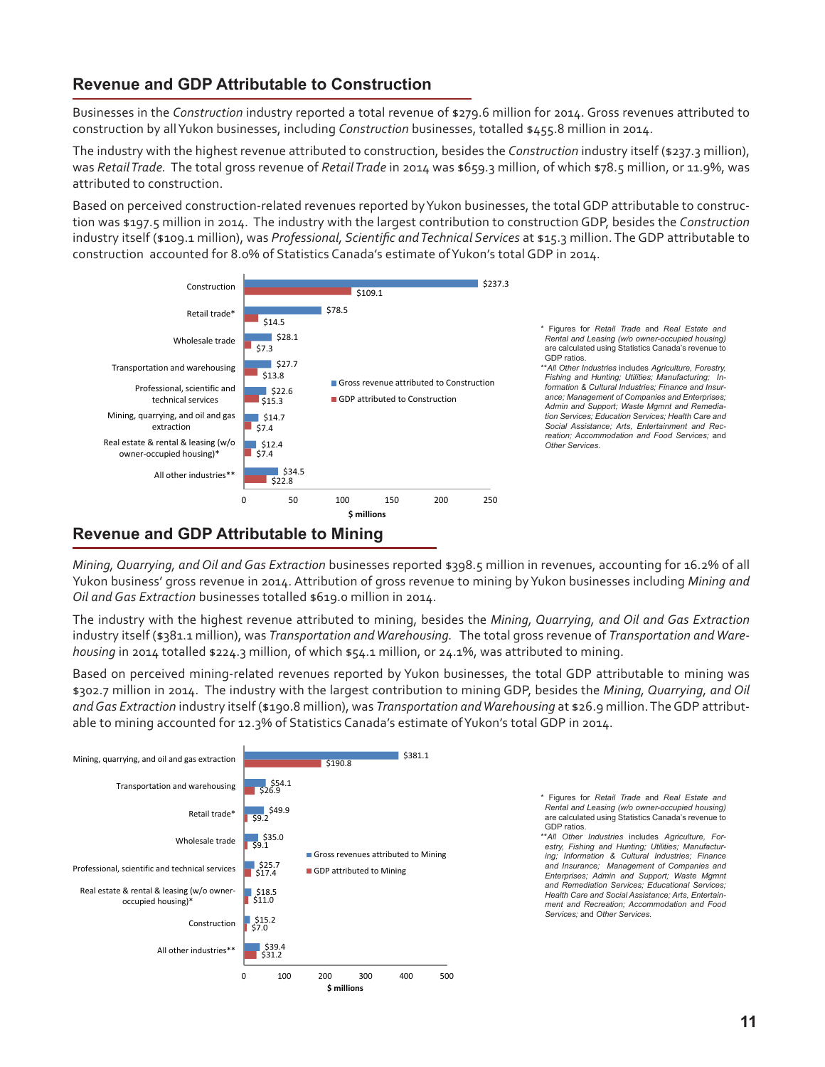## Revenue and GDP Attributable to Construction

Businesses in the *Construction* industry reported a total revenue of $279.6 million for 2014. Gross revenues attributed to construction by all Yukon businesses, including *Construction* businesses, totalled $455.8 million in 2014.

The industry with the highest revenue attributed to construction, besides the *Construction* industry itself ($237.3 million), was *Retail Trade*. The total gross revenue of *Retail Trade* in 2014 was $659.3 million, of which $78.5 million, or 11.9%, was attributed to construction.

Based on perceived construction-related revenues reported by Yukon businesses, the total GDP attributable to construction was $197.5 million in 2014. The industry with the largest contribution to construction GDP, besides the *Construction* industry itself ($109.1 million), was *Professional, Scientific and Technical Services* at $15.3 million. The GDP attributable to construction accounted for 8.0% of Statistics Canada's estimate of Yukon's total GDP in 2014.

| Industry ($ millions) | Gross revenue attributed to Construction | GDP attributed to Construction |
|---|---|---|
| Construction | $237.3 | $109.1 |
| Retail trade* | $78.5 | $14.5 |
| Wholesale trade | $28.1 | $7.3 |
| Transportation and warehousing | $27.7 | $13.8 |
| Professional, scientific and technical services | $22.6 | $15.3 |
| Mining, quarrying, and oil and gas extraction | $14.7 | $7.4 |
| Real estate & rental & leasing (w/o owner-occupied housing)* | $12.4 | $7.4 |
| All other industries** | $34.5 | $22.8 |

\* Figures for *Retail Trade* and *Real Estate and Rental and Leasing (w/o owner-occupied housing)* are calculated using Statistics Canada's revenue to GDP ratios.

\*\*All Other Industries includes *Agriculture, Forestry, Fishing and Hunting; Utilities; Manufacturing; Information & Cultural Industries; Finance and Insurance; Management of Companies and Enterprises; Admin and Support; Waste Mgmt and Remediation Services; Education Services; Health Care and Social Assistance; Arts, Entertainment and Recreation; Accommodation and Food Services;* and *Other Services.*

## Revenue and GDP Attributable to Mining

*Mining, Quarrying, and Oil and Gas Extraction* businesses reported $398.5 million in revenues, accounting for 16.2% of all Yukon business' gross revenue in 2014. Attribution of gross revenue to mining by Yukon businesses including *Mining and Oil and Gas Extraction* businesses totalled $619.0 million in 2014.

The industry with the highest revenue attributed to mining, besides the *Mining, Quarrying, and Oil and Gas Extraction* industry itself ($381.1 million), was *Transportation and Warehousing.* The total gross revenue of *Transportation and Warehousing* in 2014 totalled $224.3 million, of which $54.1 million, or 24.1%, was attributed to mining.

Based on perceived mining-related revenues reported by Yukon businesses, the total GDP attributable to mining was $302.7 million in 2014. The industry with the largest contribution to mining GDP, besides the *Mining, Quarrying, and Oil and Gas Extraction* industry itself ($190.8 million), was *Transportation and Warehousing* at $26.9 million. The GDP attributable to mining accounted for 12.3% of Statistics Canada's estimate of Yukon's total GDP in 2014.

| Industry ($ millions) | Gross revenues attributed to Mining | GDP attributed to Mining |
|---|---|---|
| Mining, quarrying, and oil and gas extraction | $381.1 | $190.8 |
| Transportation and warehousing | $54.1 | $26.9 |
| Retail trade* | $49.9 | $9.2 |
| Wholesale trade | $35.0 | $9.1 |
| Professional, scientific and technical services | $25.7 | $17.4 |
| Real estate & rental & leasing (w/o owner-occupied housing)* | $18.5 | $11.0 |
| Construction | $15.2 | $7.0 |
| All other industries** | $39.4 | $31.2 |

\* Figures for *Retail Trade* and *Real Estate and Rental and Leasing (w/o owner-occupied housing)* are calculated using Statistics Canada's revenue to GDP ratios.

\*\*All Other Industries includes *Agriculture, Forestry, Fishing and Hunting; Utilities; Manufacturing; Information & Cultural Industries; Finance and Insurance; Management of Companies and Enterprises; Admin and Support; Waste Mgmt and Remediation Services; Educational Services; Health Care and Social Assistance; Arts, Entertainment and Recreation; Accommodation and Food Services;* and *Other Services.*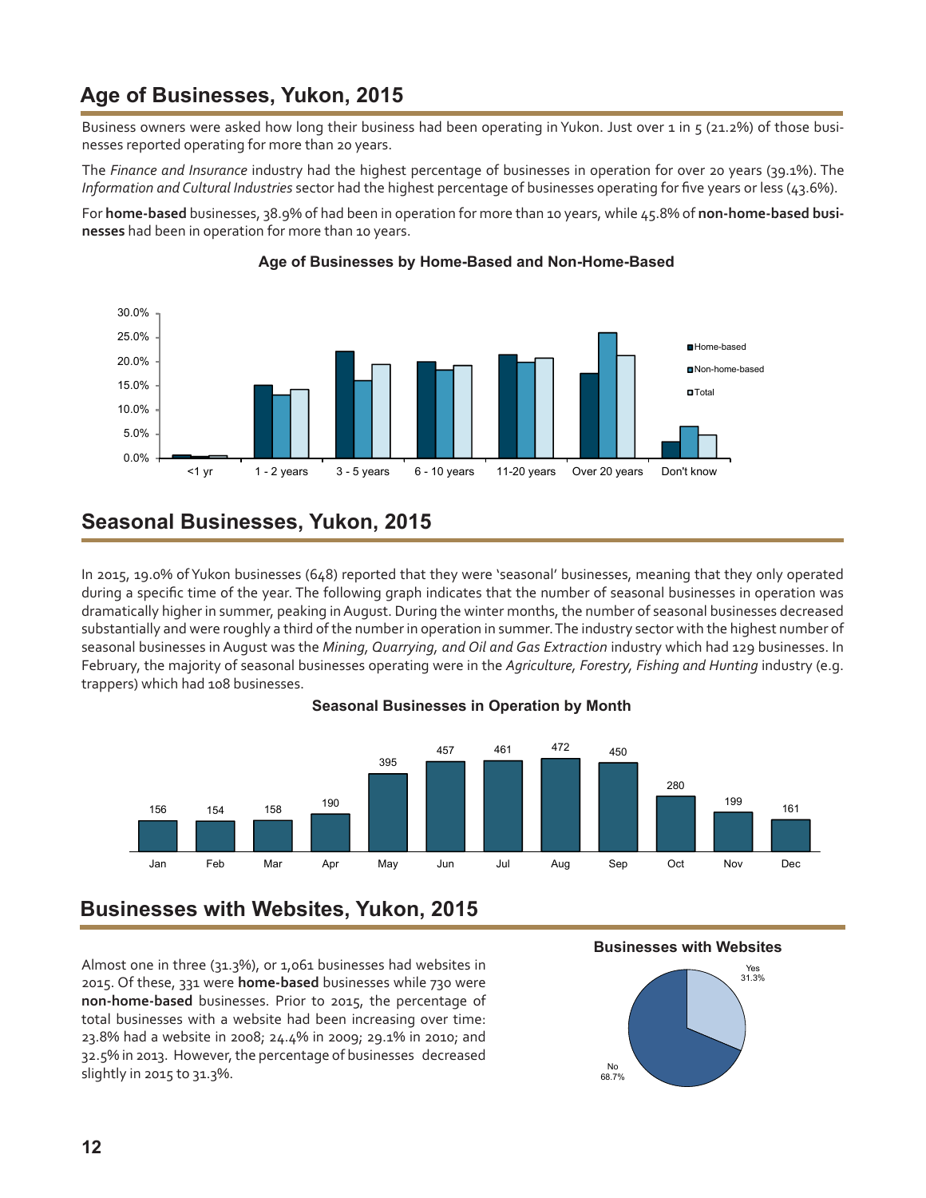## Age of Businesses, Yukon, 2015

Business owners were asked how long their business had been operating in Yukon. Just over 1 in 5 (21.2%) of those businesses reported operating for more than 20 years.

The *Finance and Insurance* industry had the highest percentage of businesses in operation for over 20 years (39.1%). The *Information and Cultural Industries* sector had the highest percentage of businesses operating for five years or less (43.6%).

For **home-based** businesses, 38.9% of had been in operation for more than 10 years, while 45.8% of **non-home-based businesses** had been in operation for more than 10 years.

**Age of Businesses by Home-Based and Non-Home-Based**

## Seasonal Businesses, Yukon, 2015

In 2015, 19.0% of Yukon businesses (648) reported that they were 'seasonal' businesses, meaning that they only operated during a specific time of the year. The following graph indicates that the number of seasonal businesses in operation was dramatically higher in summer, peaking in August. During the winter months, the number of seasonal businesses decreased substantially and were roughly a third of the number in operation in summer. The industry sector with the highest number of seasonal businesses in August was the *Mining, Quarrying, and Oil and Gas Extraction* industry which had 129 businesses. In February, the majority of seasonal businesses operating were in the *Agriculture, Forestry, Fishing and Hunting* industry (e.g. trappers) which had 108 businesses.

**Seasonal Businesses in Operation by Month**

| Jan | Feb | Mar | Apr | May | Jun | Jul | Aug | Sep | Oct | Nov | Dec |
|---|---|---|---|---|---|---|---|---|---|---|---|
| 156 | 154 | 158 | 190 | 395 | 457 | 461 | 472 | 450 | 280 | 199 | 161 |

## Businesses with Websites, Yukon, 2015

Almost one in three (31.3%), or 1,061 businesses had websites in 2015. Of these, 331 were **home-based** businesses while 730 were **non-home-based** businesses. Prior to 2015, the percentage of total businesses with a website had been increasing over time: 23.8% had a website in 2008; 24.4% in 2009; 29.1% in 2010; and 32.5% in 2013. However, the percentage of businesses decreased slightly in 2015 to 31.3%.

**Businesses with Websites**

Yes 31.3%

No 68.7%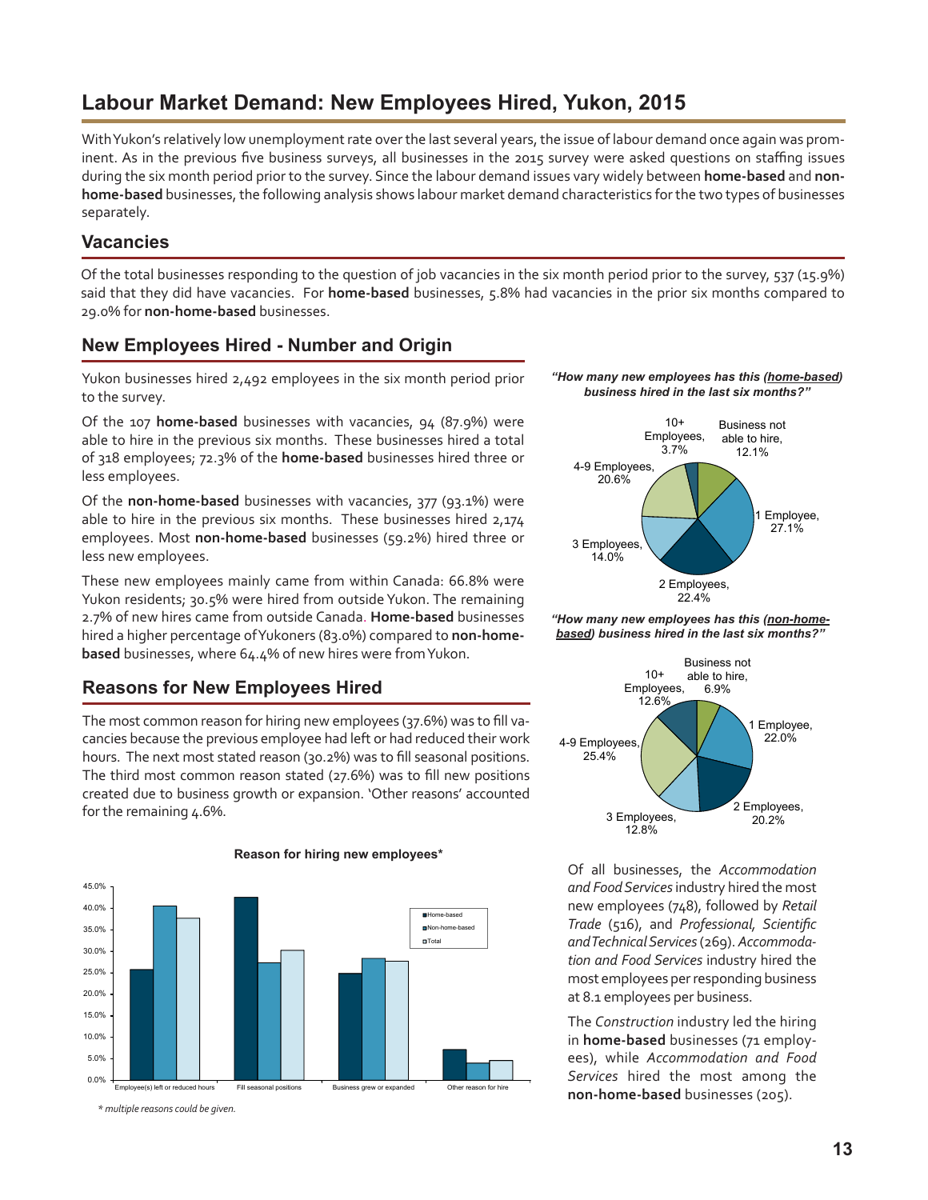# Labour Market Demand: New Employees Hired, Yukon, 2015

With Yukon's relatively low unemployment rate over the last several years, the issue of labour demand once again was prominent. As in the previous five business surveys, all businesses in the 2015 survey were asked questions on staffing issues during the six month period prior to the survey. Since the labour demand issues vary widely between **home-based** and **non-home-based** businesses, the following analysis shows labour market demand characteristics for the two types of businesses separately.

## Vacancies

Of the total businesses responding to the question of job vacancies in the six month period prior to the survey, 537 (15.9%) said that they did have vacancies. For **home-based** businesses, 5.8% had vacancies in the prior six months compared to 29.0% for **non-home-based** businesses.

## New Employees Hired - Number and Origin

Yukon businesses hired 2,492 employees in the six month period prior to the survey.

Of the 107 **home-based** businesses with vacancies, 94 (87.9%) were able to hire in the previous six months. These businesses hired a total of 318 employees; 72.3% of the **home-based** businesses hired three or less employees.

Of the **non-home-based** businesses with vacancies, 377 (93.1%) were able to hire in the previous six months. These businesses hired 2,174 employees. Most **non-home-based** businesses (59.2%) hired three or less new employees.

These new employees mainly came from within Canada: 66.8% were Yukon residents; 30.5% were hired from outside Yukon. The remaining 2.7% of new hires came from outside Canada. **Home-based** businesses hired a higher percentage of Yukoners (83.0%) compared to **non-home-based** businesses, where 64.4% of new hires were from Yukon.

***"How many new employees has this (home-based) business hired in the last six months?"***

| Response | Percent |
|---|---|
| Business not able to hire | 12.1% |
| 1 Employee | 27.1% |
| 2 Employees | 22.4% |
| 3 Employees | 14.0% |
| 4-9 Employees | 20.6% |
| 10+ Employees | 3.7% |

***"How many new employees has this (non-home-based) business hired in the last six months?"***

| Response | Percent |
|---|---|
| Business not able to hire | 6.9% |
| 1 Employee | 22.0% |
| 2 Employees | 20.2% |
| 3 Employees | 12.8% |
| 4-9 Employees | 25.4% |
| 10+ Employees | 12.6% |

## Reasons for New Employees Hired

The most common reason for hiring new employees (37.6%) was to fill vacancies because the previous employee had left or had reduced their work hours. The next most stated reason (30.2%) was to fill seasonal positions. The third most common reason stated (27.6%) was to fill new positions created due to business growth or expansion. 'Other reasons' accounted for the remaining 4.6%.

**Reason for hiring new employees***

| Reason | Home-based | Non-home-based | Total |
|---|---|---|---|
| Employee(s) left or reduced hours | ~25.7% | ~40.6% | 37.6% |
| Fill seasonal positions | ~42.7% | ~27.3% | 30.2% |
| Business grew or expanded | ~24.9% | ~28.3% | 27.6% |
| Other reason for hire | ~7.0% | ~3.9% | 4.6% |

*\* multiple reasons could be given.*

Of all businesses, the *Accommodation and Food Services* industry hired the most new employees (748), followed by *Retail Trade* (516), and *Professional, Scientific and Technical Services* (269). *Accommodation and Food Services* industry hired the most employees per responding business at 8.1 employees per business.

The *Construction* industry led the hiring in **home-based** businesses (71 employees), while *Accommodation and Food Services* hired the most among the **non-home-based** businesses (205).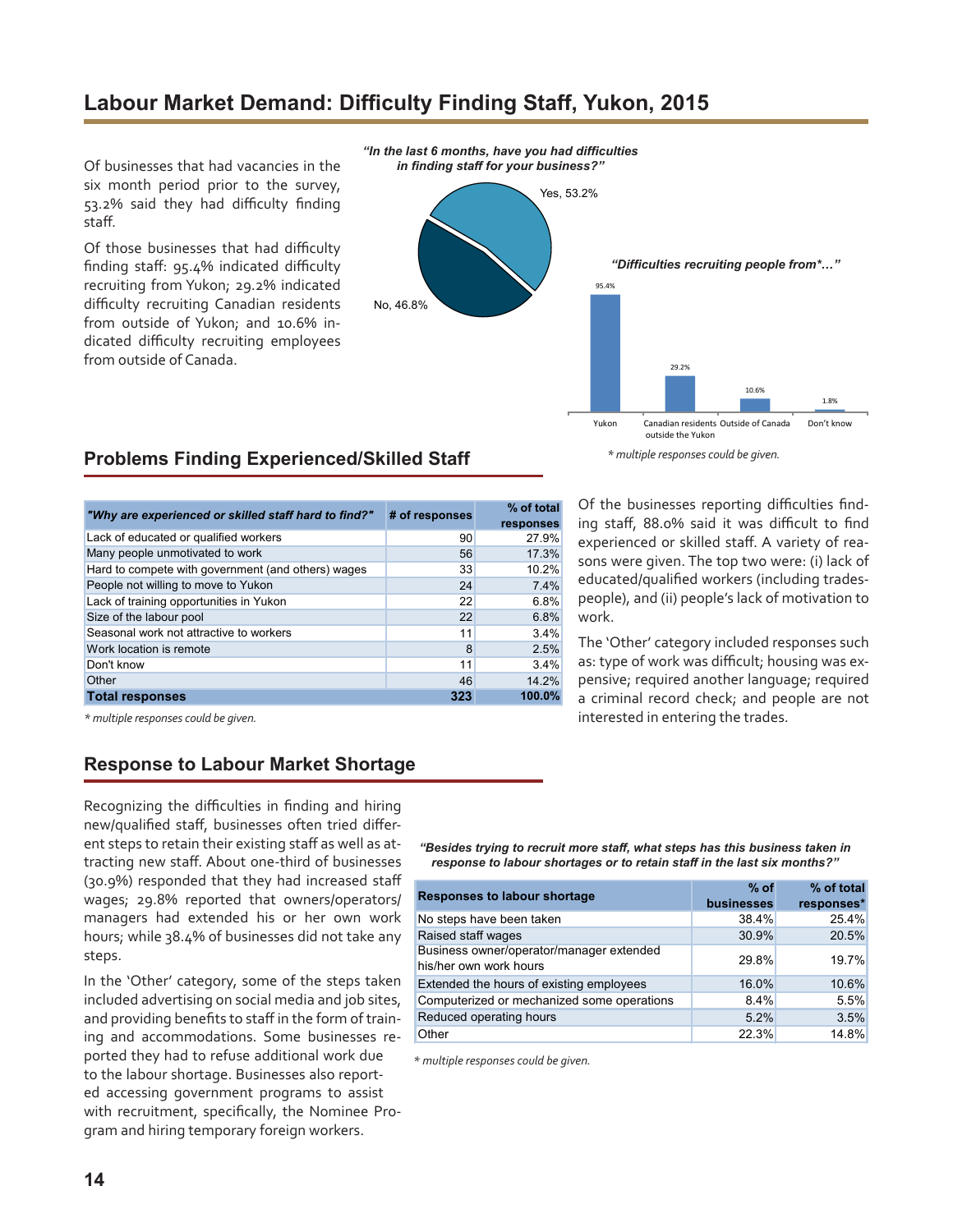# Labour Market Demand: Difficulty Finding Staff, Yukon, 2015

Of businesses that had vacancies in the six month period prior to the survey, 53.2% said they had difficulty finding staff.

Of those businesses that had difficulty finding staff: 95.4% indicated difficulty recruiting from Yukon; 29.2% indicated difficulty recruiting Canadian residents from outside of Yukon; and 10.6% indicated difficulty recruiting employees from outside of Canada.

***"In the last 6 months, have you had difficulties in finding staff for your business?"***

Yes, 53.2%

No, 46.8%

***"Difficulties recruiting people from\*…"***

| Yukon | Canadian residents outside the Yukon | Outside of Canada | Don't know |
|---|---|---|---|
| 95.4% | 29.2% | 10.6% | 1.8% |

*\* multiple responses could be given.*

## Problems Finding Experienced/Skilled Staff

| *"Why are experienced or skilled staff hard to find?"* | # of responses | % of total responses |
|---|---|---|
| Lack of educated or qualified workers | 90 | 27.9% |
| Many people unmotivated to work | 56 | 17.3% |
| Hard to compete with government (and others) wages | 33 | 10.2% |
| People not willing to move to Yukon | 24 | 7.4% |
| Lack of training opportunities in Yukon | 22 | 6.8% |
| Size of the labour pool | 22 | 6.8% |
| Seasonal work not attractive to workers | 11 | 3.4% |
| Work location is remote | 8 | 2.5% |
| Don't know | 11 | 3.4% |
| Other | 46 | 14.2% |
| **Total responses** | **323** | **100.0%** |

*\* multiple responses could be given.*

Of the businesses reporting difficulties finding staff, 88.0% said it was difficult to find experienced or skilled staff. A variety of reasons were given. The top two were: (i) lack of educated/qualified workers (including tradespeople), and (ii) people's lack of motivation to work.

The 'Other' category included responses such as: type of work was difficult; housing was expensive; required another language; required a criminal record check; and people are not interested in entering the trades.

## Response to Labour Market Shortage

Recognizing the difficulties in finding and hiring new/qualified staff, businesses often tried different steps to retain their existing staff as well as attracting new staff. About one-third of businesses (30.9%) responded that they had increased staff wages; 29.8% reported that owners/operators/managers had extended his or her own work hours; while 38.4% of businesses did not take any steps.

In the 'Other' category, some of the steps taken included advertising on social media and job sites, and providing benefits to staff in the form of training and accommodations. Some businesses reported they had to refuse additional work due to the labour shortage. Businesses also reported accessing government programs to assist with recruitment, specifically, the Nominee Program and hiring temporary foreign workers.

***"Besides trying to recruit more staff, what steps has this business taken in response to labour shortages or to retain staff in the last six months?"***

| Responses to labour shortage | % of businesses | % of total responses* |
|---|---|---|
| No steps have been taken | 38.4% | 25.4% |
| Raised staff wages | 30.9% | 20.5% |
| Business owner/operator/manager extended his/her own work hours | 29.8% | 19.7% |
| Extended the hours of existing employees | 16.0% | 10.6% |
| Computerized or mechanized some operations | 8.4% | 5.5% |
| Reduced operating hours | 5.2% | 3.5% |
| Other | 22.3% | 14.8% |

*\* multiple responses could be given.*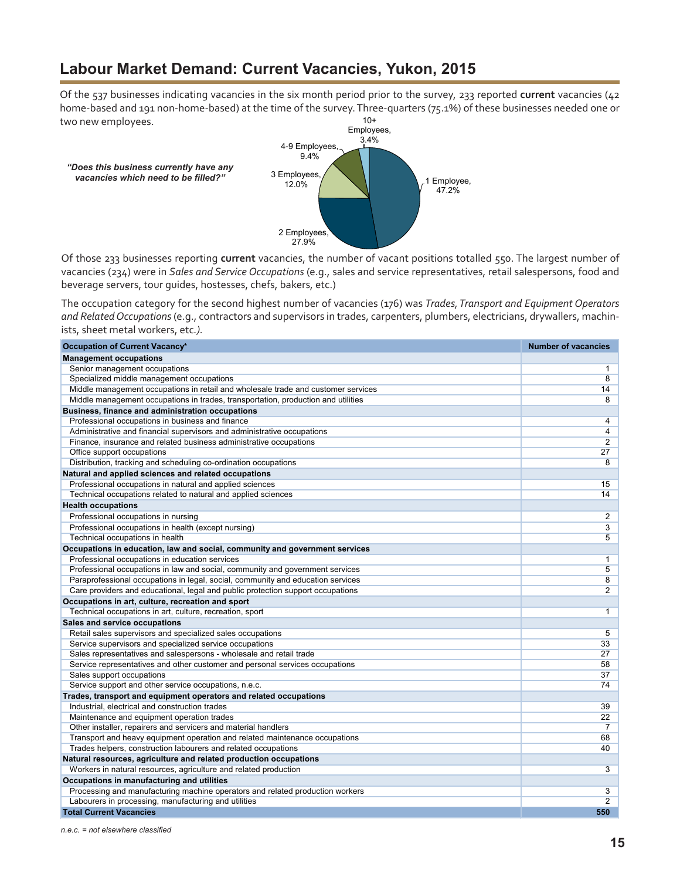## Labour Market Demand: Current Vacancies, Yukon, 2015

Of the 537 businesses indicating vacancies in the six month period prior to the survey, 233 reported **current** vacancies (42 home-based and 191 non-home-based) at the time of the survey. Three-quarters (75.1%) of these businesses needed one or two new employees.

***"Does this business currently have any vacancies which need to be filled?"***

1 Employee, 47.2%
2 Employees, 27.9%
3 Employees, 12.0%
4-9 Employees, 9.4%
10+ Employees, 3.4%

Of those 233 businesses reporting **current** vacancies, the number of vacant positions totalled 550. The largest number of vacancies (234) were in *Sales and Service Occupations* (e.g., sales and service representatives, retail salespersons, food and beverage servers, tour guides, hostesses, chefs, bakers, etc.)

The occupation category for the second highest number of vacancies (176) was *Trades, Transport and Equipment Operators and Related Occupations* (e.g., contractors and supervisors in trades, carpenters, plumbers, electricians, drywallers, machinists, sheet metal workers, etc*.).*

| Occupation of Current Vacancy* | Number of vacancies |
|---|---|
| **Management occupations** | |
| Senior management occupations | 1 |
| Specialized middle management occupations | 8 |
| Middle management occupations in retail and wholesale trade and customer services | 14 |
| Middle management occupations in trades, transportation, production and utilities | 8 |
| **Business, finance and administration occupations** | |
| Professional occupations in business and finance | 4 |
| Administrative and financial supervisors and administrative occupations | 4 |
| Finance, insurance and related business administrative occupations | 2 |
| Office support occupations | 27 |
| Distribution, tracking and scheduling co-ordination occupations | 8 |
| **Natural and applied sciences and related occupations** | |
| Professional occupations in natural and applied sciences | 15 |
| Technical occupations related to natural and applied sciences | 14 |
| **Health occupations** | |
| Professional occupations in nursing | 2 |
| Professional occupations in health (except nursing) | 3 |
| Technical occupations in health | 5 |
| **Occupations in education, law and social, community and government services** | |
| Professional occupations in education services | 1 |
| Professional occupations in law and social, community and government services | 5 |
| Paraprofessional occupations in legal, social, community and education services | 8 |
| Care providers and educational, legal and public protection support occupations | 2 |
| **Occupations in art, culture, recreation and sport** | |
| Technical occupations in art, culture, recreation, sport | 1 |
| **Sales and service occupations** | |
| Retail sales supervisors and specialized sales occupations | 5 |
| Service supervisors and specialized service occupations | 33 |
| Sales representatives and salespersons - wholesale and retail trade | 27 |
| Service representatives and other customer and personal services occupations | 58 |
| Sales support occupations | 37 |
| Service support and other service occupations, n.e.c. | 74 |
| **Trades, transport and equipment operators and related occupations** | |
| Industrial, electrical and construction trades | 39 |
| Maintenance and equipment operation trades | 22 |
| Other installer, repairers and servicers and material handlers | 7 |
| Transport and heavy equipment operation and related maintenance occupations | 68 |
| Trades helpers, construction labourers and related occupations | 40 |
| **Natural resources, agriculture and related production occupations** | |
| Workers in natural resources, agriculture and related production | 3 |
| **Occupations in manufacturing and utilities** | |
| Processing and manufacturing machine operators and related production workers | 3 |
| Labourers in processing, manufacturing and utilities | 2 |
| **Total Current Vacancies** | **550** |

*n.e.c. = not elsewhere classified*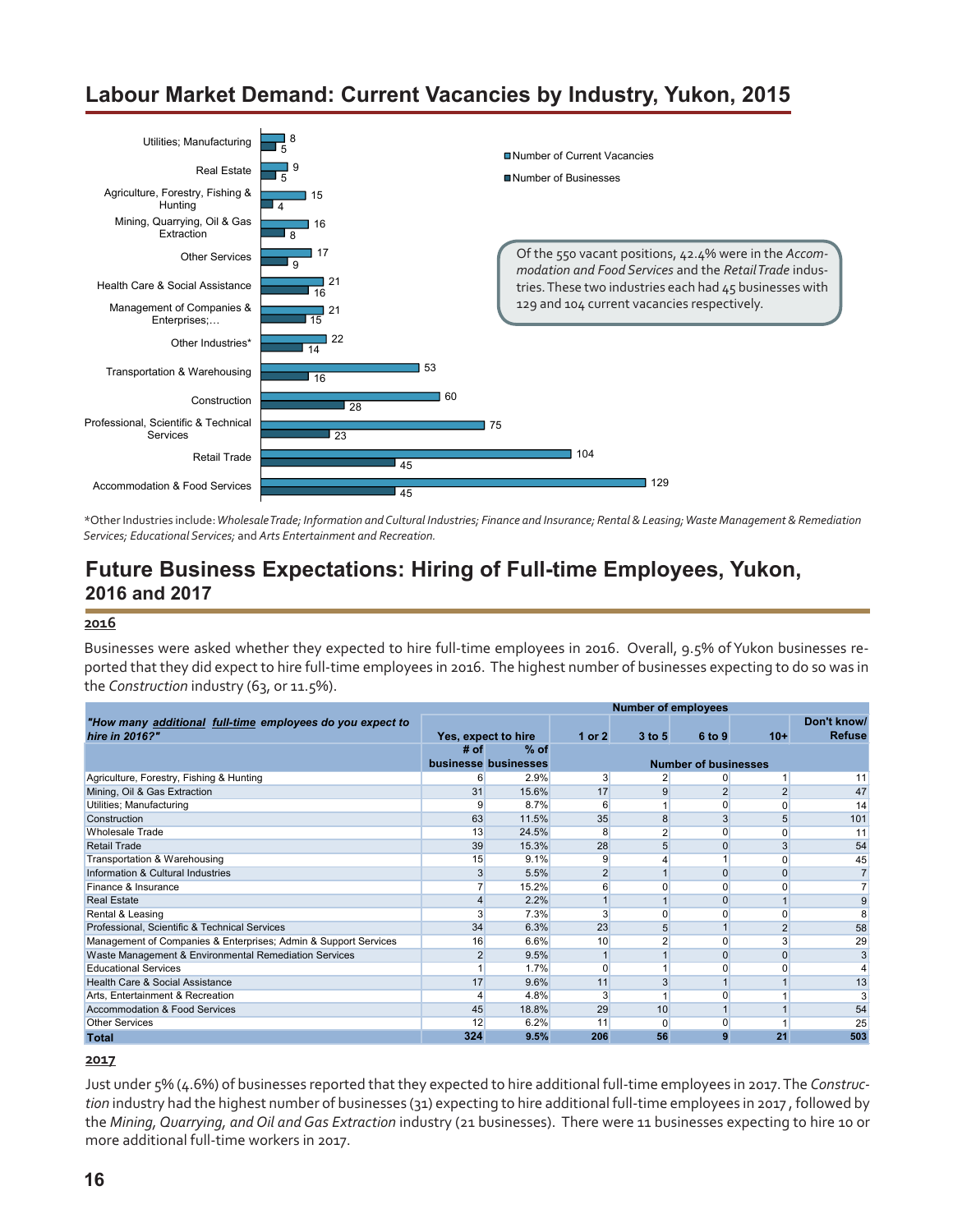## Labour Market Demand: Current Vacancies by Industry, Yukon, 2015

| Industry | Number of Current Vacancies | Number of Businesses |
|---|---|---|
| Utilities; Manufacturing | 8 | 5 |
| Real Estate | 9 | 5 |
| Agriculture, Forestry, Fishing & Hunting | 15 | 4 |
| Mining, Quarrying, Oil & Gas Extraction | 16 | 8 |
| Other Services | 17 | 9 |
| Health Care & Social Assistance | 21 | 16 |
| Management of Companies & Enterprises;… | 21 | 15 |
| Other Industries* | 22 | 14 |
| Transportation & Warehousing | 53 | 16 |
| Construction | 60 | 28 |
| Professional, Scientific & Technical Services | 75 | 23 |
| Retail Trade | 104 | 45 |
| Accommodation & Food Services | 129 | 45 |

Of the 550 vacant positions, 42.4% were in the *Accommodation and Food Services* and the *Retail Trade* industries. These two industries each had 45 businesses with 129 and 104 current vacancies respectively.

*Other Industries include: *Wholesale Trade; Information and Cultural Industries; Finance and Insurance; Rental & Leasing; Waste Management & Remediation Services; Educational Services;* and *Arts Entertainment and Recreation.*

## Future Business Expectations: Hiring of Full-time Employees, Yukon, 2016 and 2017

**2016**

Businesses were asked whether they expected to hire full-time employees in 2016. Overall, 9.5% of Yukon businesses reported that they did expect to hire full-time employees in 2016. The highest number of businesses expecting to do so was in the *Construction* industry (63, or 11.5%).

| *"How many additional full-time employees do you expect to hire in 2016?"* | Yes, expect to hire | | Number of employees | | | | |
|---|---|---|---|---|---|---|---|
| | # of businesse | % of businesses | 1 or 2 | 3 to 5 | 6 to 9 | 10+ | Don't know/ Refuse |
| | | | Number of businesses | | | | |
| Agriculture, Forestry, Fishing & Hunting | 6 | 2.9% | 3 | 2 | 0 | 1 | 11 |
| Mining, Oil & Gas Extraction | 31 | 15.6% | 17 | 9 | 2 | 2 | 47 |
| Utilities; Manufacturing | 9 | 8.7% | 6 | 1 | 0 | 0 | 14 |
| Construction | 63 | 11.5% | 35 | 8 | 3 | 5 | 101 |
| Wholesale Trade | 13 | 24.5% | 8 | 2 | 0 | 0 | 11 |
| Retail Trade | 39 | 15.3% | 28 | 5 | 0 | 3 | 54 |
| Transportation & Warehousing | 15 | 9.1% | 9 | 4 | 1 | 0 | 45 |
| Information & Cultural Industries | 3 | 5.5% | 2 | 1 | 0 | 0 | 7 |
| Finance & Insurance | 7 | 15.2% | 6 | 0 | 0 | 0 | 7 |
| Real Estate | 4 | 2.2% | 1 | 1 | 0 | 1 | 9 |
| Rental & Leasing | 3 | 7.3% | 3 | 0 | 0 | 0 | 8 |
| Professional, Scientific & Technical Services | 34 | 6.3% | 23 | 5 | 1 | 2 | 58 |
| Management of Companies & Enterprises; Admin & Support Services | 16 | 6.6% | 10 | 2 | 0 | 3 | 29 |
| Waste Management & Environmental Remediation Services | 2 | 9.5% | 1 | 1 | 0 | 0 | 3 |
| Educational Services | 1 | 1.7% | 0 | 1 | 0 | 0 | 4 |
| Health Care & Social Assistance | 17 | 9.6% | 11 | 3 | 1 | 1 | 13 |
| Arts, Entertainment & Recreation | 4 | 4.8% | 3 | 1 | 0 | 1 | 3 |
| Accommodation & Food Services | 45 | 18.8% | 29 | 10 | 1 | 1 | 54 |
| Other Services | 12 | 6.2% | 11 | 0 | 0 | 1 | 25 |
| **Total** | **324** | **9.5%** | **206** | **56** | **9** | **21** | **503** |

**2017**

Just under 5% (4.6%) of businesses reported that they expected to hire additional full-time employees in 2017. The *Construction* industry had the highest number of businesses (31) expecting to hire additional full-time employees in 2017 , followed by the *Mining, Quarrying, and Oil and Gas Extraction* industry (21 businesses). There were 11 businesses expecting to hire 10 or more additional full-time workers in 2017.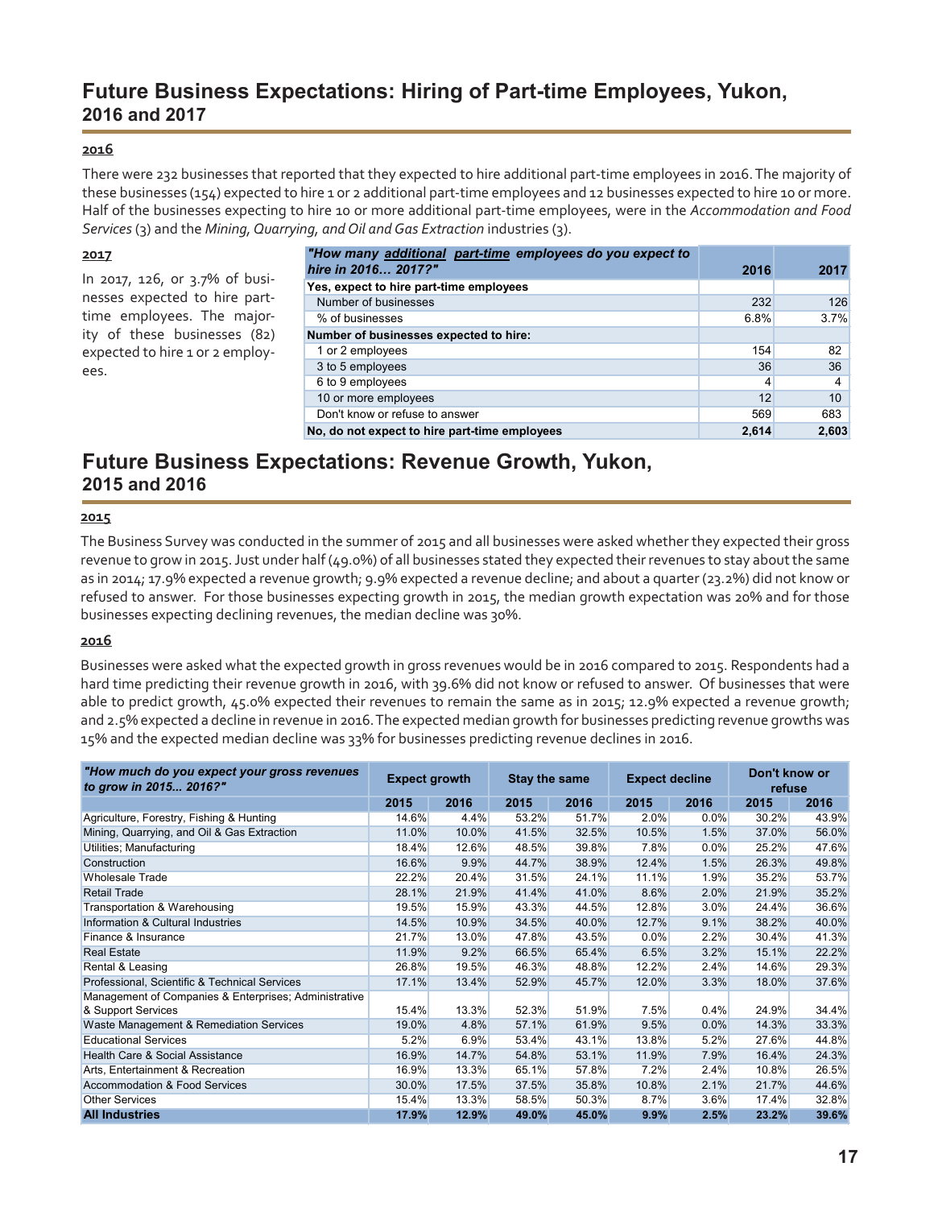## Future Business Expectations: Hiring of Part-time Employees, Yukon, 2016 and 2017

**2016**

There were 232 businesses that reported that they expected to hire additional part-time employees in 2016. The majority of these businesses (154) expected to hire 1 or 2 additional part-time employees and 12 businesses expected to hire 10 or more. Half of the businesses expecting to hire 10 or more additional part-time employees, were in the *Accommodation and Food Services* (3) and the *Mining, Quarrying, and Oil and Gas Extraction* industries (3).

**2017**

In 2017, 126, or 3.7% of businesses expected to hire part-time employees. The majority of these businesses (82) expected to hire 1 or 2 employees.

| *"How many additional part-time employees do you expect to hire in 2016… 2017?"* | 2016 | 2017 |
|---|---|---|
| **Yes, expect to hire part-time employees** | | |
| Number of businesses | 232 | 126 |
| % of businesses | 6.8% | 3.7% |
| **Number of businesses expected to hire:** | | |
| 1 or 2 employees | 154 | 82 |
| 3 to 5 employees | 36 | 36 |
| 6 to 9 employees | 4 | 4 |
| 10 or more employees | 12 | 10 |
| Don't know or refuse to answer | 569 | 683 |
| **No, do not expect to hire part-time employees** | **2,614** | **2,603** |

## Future Business Expectations: Revenue Growth, Yukon, 2015 and 2016

**2015**

The Business Survey was conducted in the summer of 2015 and all businesses were asked whether they expected their gross revenue to grow in 2015. Just under half (49.0%) of all businesses stated they expected their revenues to stay about the same as in 2014; 17.9% expected a revenue growth; 9.9% expected a revenue decline; and about a quarter (23.2%) did not know or refused to answer. For those businesses expecting growth in 2015, the median growth expectation was 20% and for those businesses expecting declining revenues, the median decline was 30%.

**2016**

Businesses were asked what the expected growth in gross revenues would be in 2016 compared to 2015. Respondents had a hard time predicting their revenue growth in 2016, with 39.6% did not know or refused to answer. Of businesses that were able to predict growth, 45.0% expected their revenues to remain the same as in 2015; 12.9% expected a revenue growth; and 2.5% expected a decline in revenue in 2016. The expected median growth for businesses predicting revenue growths was 15% and the expected median decline was 33% for businesses predicting revenue declines in 2016.

| *"How much do you expect your gross revenues to grow in 2015... 2016?"* | Expect growth | | Stay the same | | Expect decline | | Don't know or refuse | |
|---|---|---|---|---|---|---|---|---|
| | 2015 | 2016 | 2015 | 2016 | 2015 | 2016 | 2015 | 2016 |
| Agriculture, Forestry, Fishing & Hunting | 14.6% | 4.4% | 53.2% | 51.7% | 2.0% | 0.0% | 30.2% | 43.9% |
| Mining, Quarrying, and Oil & Gas Extraction | 11.0% | 10.0% | 41.5% | 32.5% | 10.5% | 1.5% | 37.0% | 56.0% |
| Utilities; Manufacturing | 18.4% | 12.6% | 48.5% | 39.8% | 7.8% | 0.0% | 25.2% | 47.6% |
| Construction | 16.6% | 9.9% | 44.7% | 38.9% | 12.4% | 1.5% | 26.3% | 49.8% |
| Wholesale Trade | 22.2% | 20.4% | 31.5% | 24.1% | 11.1% | 1.9% | 35.2% | 53.7% |
| Retail Trade | 28.1% | 21.9% | 41.4% | 41.0% | 8.6% | 2.0% | 21.9% | 35.2% |
| Transportation & Warehousing | 19.5% | 15.9% | 43.3% | 44.5% | 12.8% | 3.0% | 24.4% | 36.6% |
| Information & Cultural Industries | 14.5% | 10.9% | 34.5% | 40.0% | 12.7% | 9.1% | 38.2% | 40.0% |
| Finance & Insurance | 21.7% | 13.0% | 47.8% | 43.5% | 0.0% | 2.2% | 30.4% | 41.3% |
| Real Estate | 11.9% | 9.2% | 66.5% | 65.4% | 6.5% | 3.2% | 15.1% | 22.2% |
| Rental & Leasing | 26.8% | 19.5% | 46.3% | 48.8% | 12.2% | 2.4% | 14.6% | 29.3% |
| Professional, Scientific & Technical Services | 17.1% | 13.4% | 52.9% | 45.7% | 12.0% | 3.3% | 18.0% | 37.6% |
| Management of Companies & Enterprises; Administrative & Support Services | 15.4% | 13.3% | 52.3% | 51.9% | 7.5% | 0.4% | 24.9% | 34.4% |
| Waste Management & Remediation Services | 19.0% | 4.8% | 57.1% | 61.9% | 9.5% | 0.0% | 14.3% | 33.3% |
| Educational Services | 5.2% | 6.9% | 53.4% | 43.1% | 13.8% | 5.2% | 27.6% | 44.8% |
| Health Care & Social Assistance | 16.9% | 14.7% | 54.8% | 53.1% | 11.9% | 7.9% | 16.4% | 24.3% |
| Arts, Entertainment & Recreation | 16.9% | 13.3% | 65.1% | 57.8% | 7.2% | 2.4% | 10.8% | 26.5% |
| Accommodation & Food Services | 30.0% | 17.5% | 37.5% | 35.8% | 10.8% | 2.1% | 21.7% | 44.6% |
| Other Services | 15.4% | 13.3% | 58.5% | 50.3% | 8.7% | 3.6% | 17.4% | 32.8% |
| **All Industries** | **17.9%** | **12.9%** | **49.0%** | **45.0%** | **9.9%** | **2.5%** | **23.2%** | **39.6%** |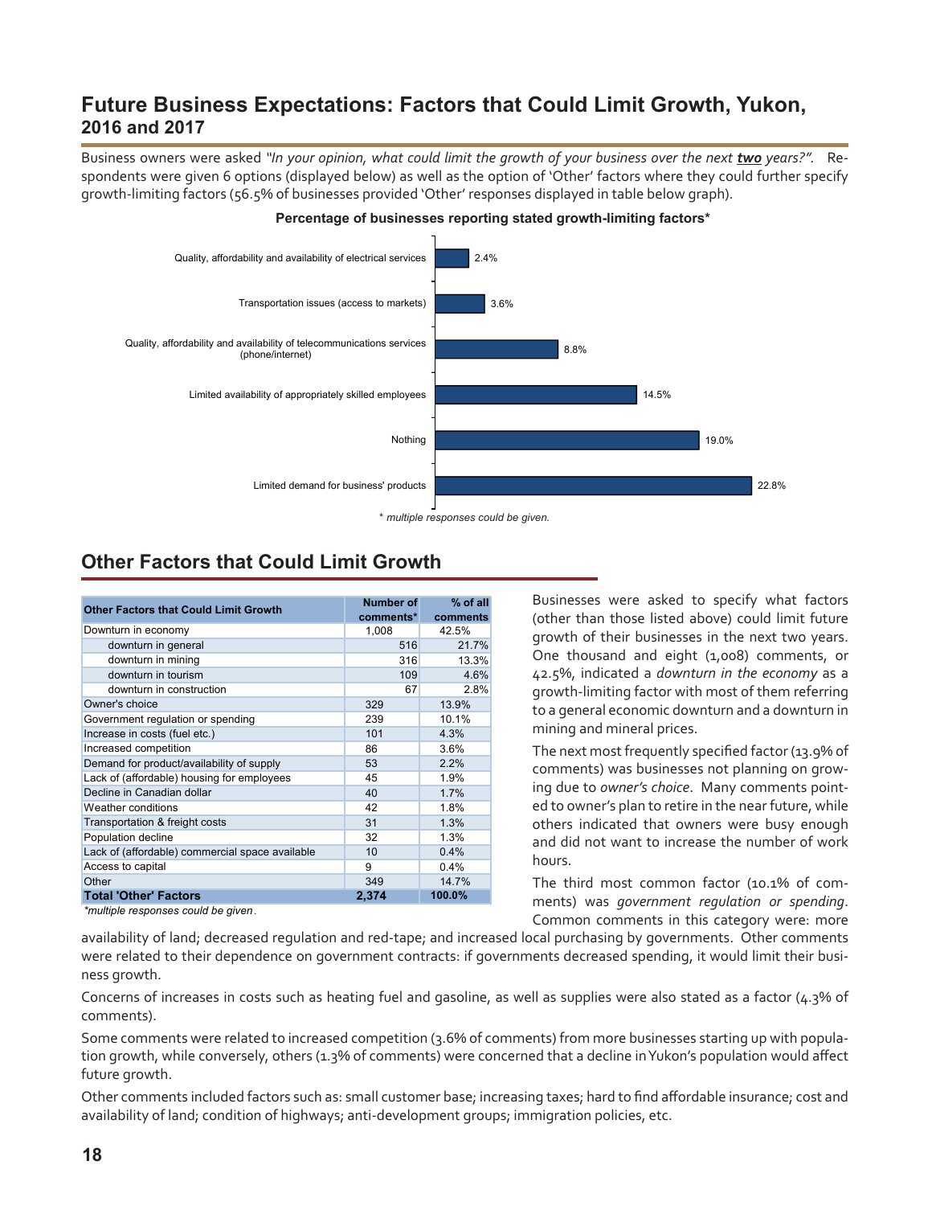# Future Business Expectations: Factors that Could Limit Growth, Yukon, 2016 and 2017

Business owners were asked *"In your opinion, what could limit the growth of your business over the next* ***two*** *years?".* Respondents were given 6 options (displayed below) as well as the option of 'Other' factors where they could further specify growth-limiting factors (56.5% of businesses provided 'Other' responses displayed in table below graph).

**Percentage of businesses reporting stated growth-limiting factors***

| Factor | % |
|---|---|
| Quality, affordability and availability of electrical services | 2.4% |
| Transportation issues (access to markets) | 3.6% |
| Quality, affordability and availability of telecommunications services (phone/internet) | 8.8% |
| Limited availability of appropriately skilled employees | 14.5% |
| Nothing | 19.0% |
| Limited demand for business' products | 22.8% |

*\* multiple responses could be given.*

## Other Factors that Could Limit Growth

| Other Factors that Could Limit Growth | Number of comments* | % of all comments |
|---|---|---|
| Downturn in economy | 1,008 | 42.5% |
| downturn in general | 516 | 21.7% |
| downturn in mining | 316 | 13.3% |
| downturn in tourism | 109 | 4.6% |
| downturn in construction | 67 | 2.8% |
| Owner's choice | 329 | 13.9% |
| Government regulation or spending | 239 | 10.1% |
| Increase in costs (fuel etc.) | 101 | 4.3% |
| Increased competition | 86 | 3.6% |
| Demand for product/availability of supply | 53 | 2.2% |
| Lack of (affordable) housing for employees | 45 | 1.9% |
| Decline in Canadian dollar | 40 | 1.7% |
| Weather conditions | 42 | 1.8% |
| Transportation & freight costs | 31 | 1.3% |
| Population decline | 32 | 1.3% |
| Lack of (affordable) commercial space available | 10 | 0.4% |
| Access to capital | 9 | 0.4% |
| Other | 349 | 14.7% |
| **Total 'Other' Factors** | **2,374** | **100.0%** |

*\*multiple responses could be given.*

Businesses were asked to specify what factors (other than those listed above) could limit future growth of their businesses in the next two years. One thousand and eight (1,008) comments, or 42.5%, indicated a *downturn in the economy* as a growth-limiting factor with most of them referring to a general economic downturn and a downturn in mining and mineral prices.

The next most frequently specified factor (13.9% of comments) was businesses not planning on growing due to *owner's choice*. Many comments pointed to owner's plan to retire in the near future, while others indicated that owners were busy enough and did not want to increase the number of work hours.

The third most common factor (10.1% of comments) was *government regulation or spending*. Common comments in this category were: more availability of land; decreased regulation and red-tape; and increased local purchasing by governments. Other comments were related to their dependence on government contracts: if governments decreased spending, it would limit their business growth.

Concerns of increases in costs such as heating fuel and gasoline, as well as supplies were also stated as a factor (4.3% of comments).

Some comments were related to increased competition (3.6% of comments) from more businesses starting up with population growth, while conversely, others (1.3% of comments) were concerned that a decline in Yukon's population would affect future growth.

Other comments included factors such as: small customer base; increasing taxes; hard to find affordable insurance; cost and availability of land; condition of highways; anti-development groups; immigration policies, etc.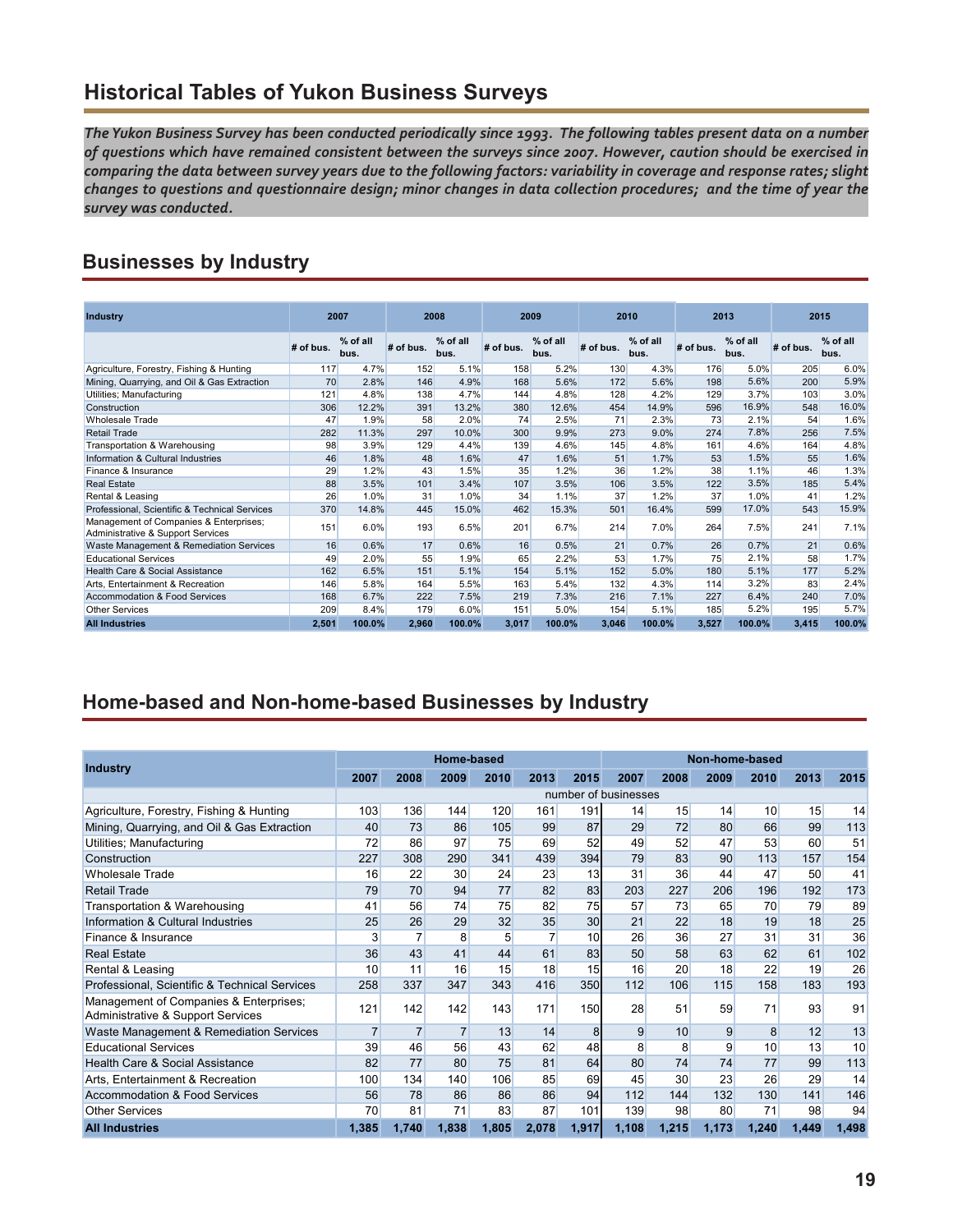# Historical Tables of Yukon Business Surveys

***The Yukon Business Survey has been conducted periodically since 1993. The following tables present data on a number of questions which have remained consistent between the surveys since 2007. However, caution should be exercised in comparing the data between survey years due to the following factors: variability in coverage and response rates; slight changes to questions and questionnaire design; minor changes in data collection procedures; and the time of year the survey was conducted.***

## Businesses by Industry

| Industry | 2007 | | 2008 | | 2009 | | 2010 | | 2013 | | 2015 | |
|---|---|---|---|---|---|---|---|---|---|---|---|---|
| | # of bus. | % of all bus. | # of bus. | % of all bus. | # of bus. | % of all bus. | # of bus. | % of all bus. | # of bus. | % of all bus. | # of bus. | % of all bus. |
| Agriculture, Forestry, Fishing & Hunting | 117 | 4.7% | 152 | 5.1% | 158 | 5.2% | 130 | 4.3% | 176 | 5.0% | 205 | 6.0% |
| Mining, Quarrying, and Oil & Gas Extraction | 70 | 2.8% | 146 | 4.9% | 168 | 5.6% | 172 | 5.6% | 198 | 5.6% | 200 | 5.9% |
| Utilities; Manufacturing | 121 | 4.8% | 138 | 4.7% | 144 | 4.8% | 128 | 4.2% | 129 | 3.7% | 103 | 3.0% |
| Construction | 306 | 12.2% | 391 | 13.2% | 380 | 12.6% | 454 | 14.9% | 596 | 16.9% | 548 | 16.0% |
| Wholesale Trade | 47 | 1.9% | 58 | 2.0% | 74 | 2.5% | 71 | 2.3% | 73 | 2.1% | 54 | 1.6% |
| Retail Trade | 282 | 11.3% | 297 | 10.0% | 300 | 9.9% | 273 | 9.0% | 274 | 7.8% | 256 | 7.5% |
| Transportation & Warehousing | 98 | 3.9% | 129 | 4.4% | 139 | 4.6% | 145 | 4.8% | 161 | 4.6% | 164 | 4.8% |
| Information & Cultural Industries | 46 | 1.8% | 48 | 1.6% | 47 | 1.6% | 51 | 1.7% | 53 | 1.5% | 55 | 1.6% |
| Finance & Insurance | 29 | 1.2% | 43 | 1.5% | 35 | 1.2% | 36 | 1.2% | 38 | 1.1% | 46 | 1.3% |
| Real Estate | 88 | 3.5% | 101 | 3.4% | 107 | 3.5% | 106 | 3.5% | 122 | 3.5% | 185 | 5.4% |
| Rental & Leasing | 26 | 1.0% | 31 | 1.0% | 34 | 1.1% | 37 | 1.2% | 37 | 1.0% | 41 | 1.2% |
| Professional, Scientific & Technical Services | 370 | 14.8% | 445 | 15.0% | 462 | 15.3% | 501 | 16.4% | 599 | 17.0% | 543 | 15.9% |
| Management of Companies & Enterprises; Administrative & Support Services | 151 | 6.0% | 193 | 6.5% | 201 | 6.7% | 214 | 7.0% | 264 | 7.5% | 241 | 7.1% |
| Waste Management & Remediation Services | 16 | 0.6% | 17 | 0.6% | 16 | 0.5% | 21 | 0.7% | 26 | 0.7% | 21 | 0.6% |
| Educational Services | 49 | 2.0% | 55 | 1.9% | 65 | 2.2% | 53 | 1.7% | 75 | 2.1% | 58 | 1.7% |
| Health Care & Social Assistance | 162 | 6.5% | 151 | 5.1% | 154 | 5.1% | 152 | 5.0% | 180 | 5.1% | 177 | 5.2% |
| Arts, Entertainment & Recreation | 146 | 5.8% | 164 | 5.5% | 163 | 5.4% | 132 | 4.3% | 114 | 3.2% | 83 | 2.4% |
| Accommodation & Food Services | 168 | 6.7% | 222 | 7.5% | 219 | 7.3% | 216 | 7.1% | 227 | 6.4% | 240 | 7.0% |
| Other Services | 209 | 8.4% | 179 | 6.0% | 151 | 5.0% | 154 | 5.1% | 185 | 5.2% | 195 | 5.7% |
| **All Industries** | **2,501** | **100.0%** | **2,960** | **100.0%** | **3,017** | **100.0%** | **3,046** | **100.0%** | **3,527** | **100.0%** | **3,415** | **100.0%** |

## Home-based and Non-home-based Businesses by Industry

| Industry | Home-based | | | | | | Non-home-based | | | | | |
|---|---|---|---|---|---|---|---|---|---|---|---|---|
| | 2007 | 2008 | 2009 | 2010 | 2013 | 2015 | 2007 | 2008 | 2009 | 2010 | 2013 | 2015 |
| | number of businesses | | | | | | | | | | | |
| Agriculture, Forestry, Fishing & Hunting | 103 | 136 | 144 | 120 | 161 | 191 | 14 | 15 | 14 | 10 | 15 | 14 |
| Mining, Quarrying, and Oil & Gas Extraction | 40 | 73 | 86 | 105 | 99 | 87 | 29 | 72 | 80 | 66 | 99 | 113 |
| Utilities; Manufacturing | 72 | 86 | 97 | 75 | 69 | 52 | 49 | 52 | 47 | 53 | 60 | 51 |
| Construction | 227 | 308 | 290 | 341 | 439 | 394 | 79 | 83 | 90 | 113 | 157 | 154 |
| Wholesale Trade | 16 | 22 | 30 | 24 | 23 | 13 | 31 | 36 | 44 | 47 | 50 | 41 |
| Retail Trade | 79 | 70 | 94 | 77 | 82 | 83 | 203 | 227 | 206 | 196 | 192 | 173 |
| Transportation & Warehousing | 41 | 56 | 74 | 75 | 82 | 75 | 57 | 73 | 65 | 70 | 79 | 89 |
| Information & Cultural Industries | 25 | 26 | 29 | 32 | 35 | 30 | 21 | 22 | 18 | 19 | 18 | 25 |
| Finance & Insurance | 3 | 7 | 8 | 5 | 7 | 10 | 26 | 36 | 27 | 31 | 31 | 36 |
| Real Estate | 36 | 43 | 41 | 44 | 61 | 83 | 50 | 58 | 63 | 62 | 61 | 102 |
| Rental & Leasing | 10 | 11 | 16 | 15 | 18 | 15 | 16 | 20 | 18 | 22 | 19 | 26 |
| Professional, Scientific & Technical Services | 258 | 337 | 347 | 343 | 416 | 350 | 112 | 106 | 115 | 158 | 183 | 193 |
| Management of Companies & Enterprises; Administrative & Support Services | 121 | 142 | 142 | 143 | 171 | 150 | 28 | 51 | 59 | 71 | 93 | 91 |
| Waste Management & Remediation Services | 7 | 7 | 7 | 13 | 14 | 8 | 9 | 10 | 9 | 8 | 12 | 13 |
| Educational Services | 39 | 46 | 56 | 43 | 62 | 48 | 8 | 8 | 9 | 10 | 13 | 10 |
| Health Care & Social Assistance | 82 | 77 | 80 | 75 | 81 | 64 | 80 | 74 | 74 | 77 | 99 | 113 |
| Arts, Entertainment & Recreation | 100 | 134 | 140 | 106 | 85 | 69 | 45 | 30 | 23 | 26 | 29 | 14 |
| Accommodation & Food Services | 56 | 78 | 86 | 86 | 86 | 94 | 112 | 144 | 132 | 130 | 141 | 146 |
| Other Services | 70 | 81 | 71 | 83 | 87 | 101 | 139 | 98 | 80 | 71 | 98 | 94 |
| **All Industries** | **1,385** | **1,740** | **1,838** | **1,805** | **2,078** | **1,917** | **1,108** | **1,215** | **1,173** | **1,240** | **1,449** | **1,498** |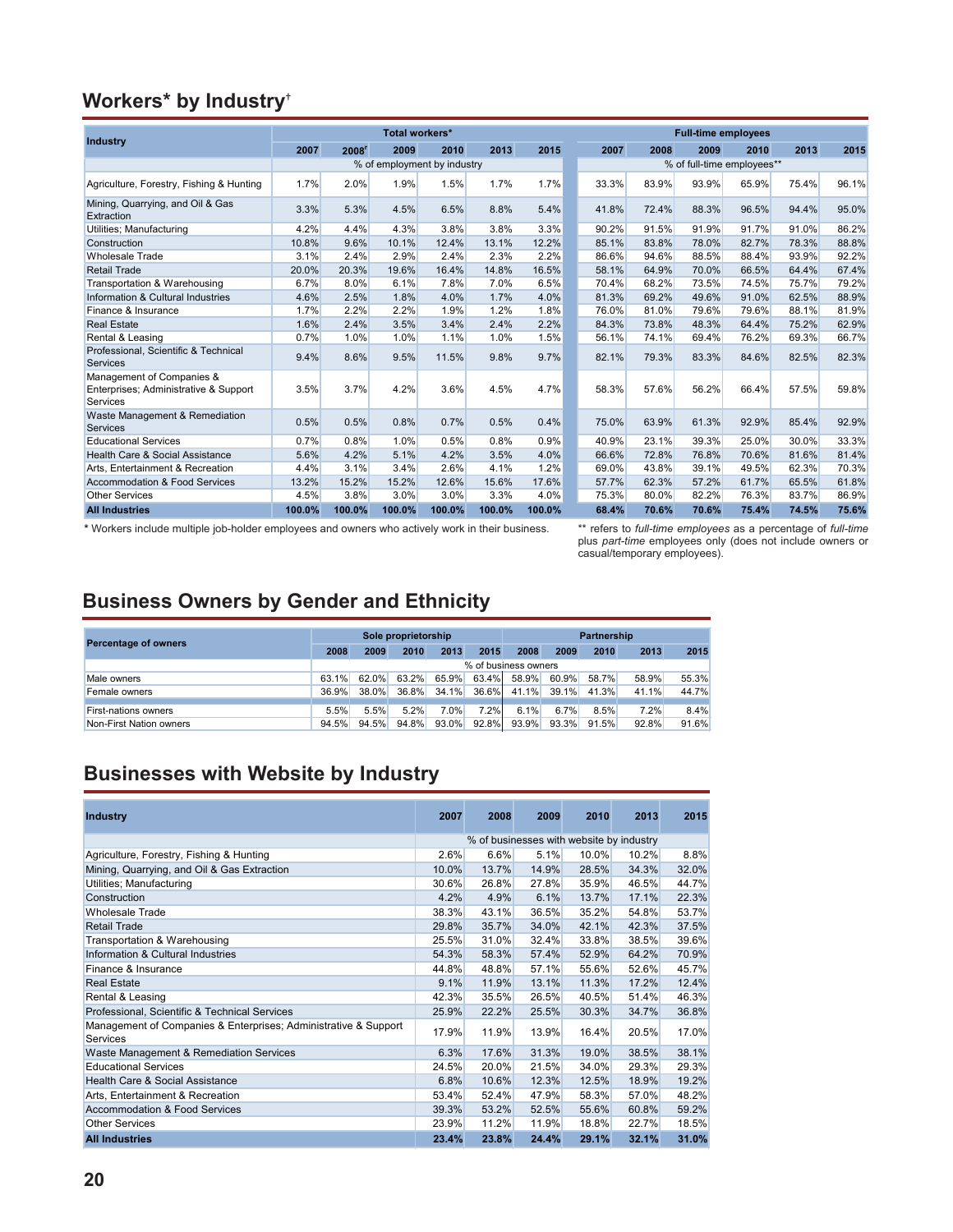## Workers* by Industry†

| Industry | Total workers* | | | | | | Full-time employees | | | | | |
|---|---|---|---|---|---|---|---|---|---|---|---|---|
| | 2007 | 2008r | 2009 | 2010 | 2013 | 2015 | 2007 | 2008 | 2009 | 2010 | 2013 | 2015 |
| | % of employment by industry | | | | | | % of full-time employees** | | | | | |
| Agriculture, Forestry, Fishing & Hunting | 1.7% | 2.0% | 1.9% | 1.5% | 1.7% | 1.7% | 33.3% | 83.9% | 93.9% | 65.9% | 75.4% | 96.1% |
| Mining, Quarrying, and Oil & Gas Extraction | 3.3% | 5.3% | 4.5% | 6.5% | 8.8% | 5.4% | 41.8% | 72.4% | 88.3% | 96.5% | 94.4% | 95.0% |
| Utilities; Manufacturing | 4.2% | 4.4% | 4.3% | 3.8% | 3.8% | 3.3% | 90.2% | 91.5% | 91.9% | 91.7% | 91.0% | 86.2% |
| Construction | 10.8% | 9.6% | 10.1% | 12.4% | 13.1% | 12.2% | 85.1% | 83.8% | 78.0% | 82.7% | 78.3% | 88.8% |
| Wholesale Trade | 3.1% | 2.4% | 2.9% | 2.4% | 2.3% | 2.2% | 86.6% | 94.6% | 88.5% | 88.4% | 93.9% | 92.2% |
| Retail Trade | 20.0% | 20.3% | 19.6% | 16.4% | 14.8% | 16.5% | 58.1% | 64.9% | 70.0% | 66.5% | 64.4% | 67.4% |
| Transportation & Warehousing | 6.7% | 8.0% | 6.1% | 7.8% | 7.0% | 6.5% | 70.4% | 68.2% | 73.5% | 74.5% | 75.7% | 79.2% |
| Information & Cultural Industries | 4.6% | 2.5% | 1.8% | 4.0% | 1.7% | 4.0% | 81.3% | 69.2% | 49.6% | 91.0% | 62.5% | 88.9% |
| Finance & Insurance | 1.7% | 2.2% | 2.2% | 1.9% | 1.2% | 1.8% | 76.0% | 81.0% | 79.6% | 79.6% | 88.1% | 81.9% |
| Real Estate | 1.6% | 2.4% | 3.5% | 3.4% | 2.4% | 2.2% | 84.3% | 73.8% | 48.3% | 64.4% | 75.2% | 62.9% |
| Rental & Leasing | 0.7% | 1.0% | 1.0% | 1.1% | 1.0% | 1.5% | 56.1% | 74.1% | 69.4% | 76.2% | 69.3% | 66.7% |
| Professional, Scientific & Technical Services | 9.4% | 8.6% | 9.5% | 11.5% | 9.8% | 9.7% | 82.1% | 79.3% | 83.3% | 84.6% | 82.5% | 82.3% |
| Management of Companies & Enterprises; Administrative & Support Services | 3.5% | 3.7% | 4.2% | 3.6% | 4.5% | 4.7% | 58.3% | 57.6% | 56.2% | 66.4% | 57.5% | 59.8% |
| Waste Management & Remediation Services | 0.5% | 0.5% | 0.8% | 0.7% | 0.5% | 0.4% | 75.0% | 63.9% | 61.3% | 92.9% | 85.4% | 92.9% |
| Educational Services | 0.7% | 0.8% | 1.0% | 0.5% | 0.8% | 0.9% | 40.9% | 23.1% | 39.3% | 25.0% | 30.0% | 33.3% |
| Health Care & Social Assistance | 5.6% | 4.2% | 5.1% | 4.2% | 3.5% | 4.0% | 66.6% | 72.8% | 76.8% | 70.6% | 81.6% | 81.4% |
| Arts, Entertainment & Recreation | 4.4% | 3.1% | 3.4% | 2.6% | 4.1% | 1.2% | 69.0% | 43.8% | 39.1% | 49.5% | 62.3% | 70.3% |
| Accommodation & Food Services | 13.2% | 15.2% | 15.2% | 12.6% | 15.6% | 17.6% | 57.7% | 62.3% | 57.2% | 61.7% | 65.5% | 61.8% |
| Other Services | 4.5% | 3.8% | 3.0% | 3.0% | 3.3% | 4.0% | 75.3% | 80.0% | 82.2% | 76.3% | 83.7% | 86.9% |
| **All Industries** | **100.0%** | **100.0%** | **100.0%** | **100.0%** | **100.0%** | **100.0%** | **68.4%** | **70.6%** | **70.6%** | **75.4%** | **74.5%** | **75.6%** |

\* Workers include multiple job-holder employees and owners who actively work in their business.

** refers to *full-time employees* as a percentage of *full-time* plus *part-time* employees only (does not include owners or casual/temporary employees).

## Business Owners by Gender and Ethnicity

| Percentage of owners | Sole proprietorship | | | | | Partnership | | | | |
|---|---|---|---|---|---|---|---|---|---|---|
| | 2008 | 2009 | 2010 | 2013 | 2015 | 2008 | 2009 | 2010 | 2013 | 2015 |
| | % of business owners | | | | | | | | | |
| Male owners | 63.1% | 62.0% | 63.2% | 65.9% | 63.4% | 58.9% | 60.9% | 58.7% | 58.9% | 55.3% |
| Female owners | 36.9% | 38.0% | 36.8% | 34.1% | 36.6% | 41.1% | 39.1% | 41.3% | 41.1% | 44.7% |
| First-nations owners | 5.5% | 5.5% | 5.2% | 7.0% | 7.2% | 6.1% | 6.7% | 8.5% | 7.2% | 8.4% |
| Non-First Nation owners | 94.5% | 94.5% | 94.8% | 93.0% | 92.8% | 93.9% | 93.3% | 91.5% | 92.8% | 91.6% |

## Businesses with Website by Industry

| Industry | 2007 | 2008 | 2009 | 2010 | 2013 | 2015 |
|---|---|---|---|---|---|---|
| | % of businesses with website by industry | | | | | |
| Agriculture, Forestry, Fishing & Hunting | 2.6% | 6.6% | 5.1% | 10.0% | 10.2% | 8.8% |
| Mining, Quarrying, and Oil & Gas Extraction | 10.0% | 13.7% | 14.9% | 28.5% | 34.3% | 32.0% |
| Utilities; Manufacturing | 30.6% | 26.8% | 27.8% | 35.9% | 46.5% | 44.7% |
| Construction | 4.2% | 4.9% | 6.1% | 13.7% | 17.1% | 22.3% |
| Wholesale Trade | 38.3% | 43.1% | 36.5% | 35.2% | 54.8% | 53.7% |
| Retail Trade | 29.8% | 35.7% | 34.0% | 42.1% | 42.3% | 37.5% |
| Transportation & Warehousing | 25.5% | 31.0% | 32.4% | 33.8% | 38.5% | 39.6% |
| Information & Cultural Industries | 54.3% | 58.3% | 57.4% | 52.9% | 64.2% | 70.9% |
| Finance & Insurance | 44.8% | 48.8% | 57.1% | 55.6% | 52.6% | 45.7% |
| Real Estate | 9.1% | 11.9% | 13.1% | 11.3% | 17.2% | 12.4% |
| Rental & Leasing | 42.3% | 35.5% | 26.5% | 40.5% | 51.4% | 46.3% |
| Professional, Scientific & Technical Services | 25.9% | 22.2% | 25.5% | 30.3% | 34.7% | 36.8% |
| Management of Companies & Enterprises; Administrative & Support Services | 17.9% | 11.9% | 13.9% | 16.4% | 20.5% | 17.0% |
| Waste Management & Remediation Services | 6.3% | 17.6% | 31.3% | 19.0% | 38.5% | 38.1% |
| Educational Services | 24.5% | 20.0% | 21.5% | 34.0% | 29.3% | 29.3% |
| Health Care & Social Assistance | 6.8% | 10.6% | 12.3% | 12.5% | 18.9% | 19.2% |
| Arts, Entertainment & Recreation | 53.4% | 52.4% | 47.9% | 58.3% | 57.0% | 48.2% |
| Accommodation & Food Services | 39.3% | 53.2% | 52.5% | 55.6% | 60.8% | 59.2% |
| Other Services | 23.9% | 11.2% | 11.9% | 18.8% | 22.7% | 18.5% |
| **All Industries** | **23.4%** | **23.8%** | **24.4%** | **29.1%** | **32.1%** | **31.0%** |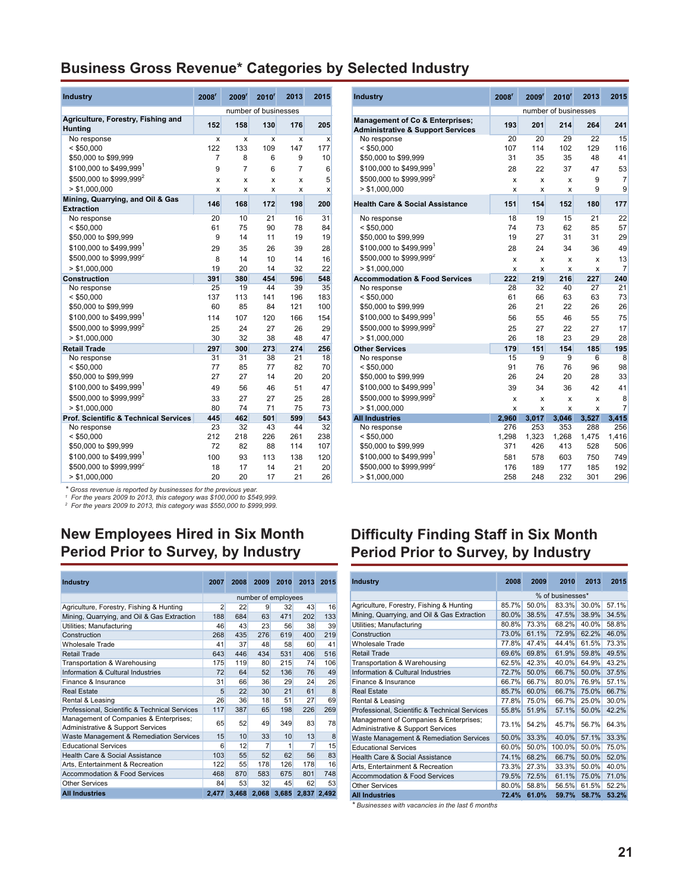## Business Gross Revenue* Categories by Selected Industry

| Industry | 2008[r] | 2009[r] | 2010[r] | 2013 | 2015 |
|---|---|---|---|---|---|
| | number of businesses | | | | |
| **Agriculture, Forestry, Fishing and Hunting** | **152** | **158** | **130** | **176** | **205** |
| No response | x | x | x | x | x |
| < $50,000 | 122 | 133 | 109 | 147 | 177 |
| $50,000 to $99,999 | 7 | 8 | 6 | 9 | 10 |
| $100,000 to $499,999[1] | 9 | 7 | 6 | 7 | 6 |
| $500,000 to $999,999[2] | x | x | x | x | 5 |
| > $1,000,000 | x | x | x | x | x |
| **Mining, Quarrying, and Oil & Gas Extraction** | **146** | **168** | **172** | **198** | **200** |
| No response | 20 | 10 | 21 | 16 | 31 |
| < $50,000 | 61 | 75 | 90 | 78 | 84 |
| $50,000 to $99,999 | 9 | 14 | 11 | 19 | 19 |
| $100,000 to $499,999[1] | 29 | 35 | 26 | 39 | 28 |
| $500,000 to $999,999[2] | 8 | 14 | 10 | 14 | 16 |
| > $1,000,000 | 19 | 20 | 14 | 32 | 22 |
| **Construction** | **391** | **380** | **454** | **596** | **548** |
| No response | 25 | 19 | 44 | 39 | 35 |
| < $50,000 | 137 | 113 | 141 | 196 | 183 |
| $50,000 to $99,999 | 60 | 85 | 84 | 121 | 100 |
| $100,000 to $499,999[1] | 114 | 107 | 120 | 166 | 154 |
| $500,000 to $999,999[2] | 25 | 24 | 27 | 26 | 29 |
| > $1,000,000 | 30 | 32 | 38 | 48 | 47 |
| **Retail Trade** | **297** | **300** | **273** | **274** | **256** |
| No response | 31 | 31 | 38 | 21 | 18 |
| < $50,000 | 77 | 85 | 77 | 82 | 70 |
| $50,000 to $99,999 | 27 | 27 | 14 | 20 | 20 |
| $100,000 to $499,999[1] | 49 | 56 | 46 | 51 | 47 |
| $500,000 to $999,999[2] | 33 | 27 | 27 | 25 | 28 |
| > $1,000,000 | 80 | 74 | 71 | 75 | 73 |
| **Prof. Scientific & Technical Services** | **445** | **462** | **501** | **599** | **543** |
| No response | 23 | 32 | 43 | 44 | 32 |
| < $50,000 | 212 | 218 | 226 | 261 | 238 |
| $50,000 to $99,999 | 72 | 82 | 88 | 114 | 107 |
| $100,000 to $499,999[1] | 100 | 93 | 113 | 138 | 120 |
| $500,000 to $999,999[2] | 18 | 17 | 14 | 21 | 20 |
| > $1,000,000 | 20 | 20 | 17 | 21 | 26 |
| **Management of Co & Enterprises; Administrative & Support Services** | **193** | **201** | **214** | **264** | **241** |
| No response | 20 | 20 | 29 | 22 | 15 |
| < $50,000 | 107 | 114 | 102 | 129 | 116 |
| $50,000 to $99,999 | 31 | 35 | 35 | 48 | 41 |
| $100,000 to $499,999[1] | 28 | 22 | 37 | 47 | 53 |
| $500,000 to $999,999[2] | x | x | x | 9 | 7 |
| > $1,000,000 | x | x | x | 9 | 9 |
| **Health Care & Social Assistance** | **151** | **154** | **152** | **180** | **177** |
| No response | 18 | 19 | 15 | 21 | 22 |
| < $50,000 | 74 | 73 | 62 | 85 | 57 |
| $50,000 to $99,999 | 19 | 27 | 31 | 31 | 29 |
| $100,000 to $499,999[1] | 28 | 24 | 34 | 36 | 49 |
| $500,000 to $999,999[2] | x | x | x | x | 13 |
| > $1,000,000 | x | x | x | x | 7 |
| **Accommodation & Food Services** | **222** | **219** | **216** | **227** | **240** |
| No response | 28 | 32 | 40 | 27 | 21 |
| < $50,000 | 61 | 66 | 63 | 63 | 73 |
| $50,000 to $99,999 | 26 | 21 | 22 | 26 | 26 |
| $100,000 to $499,999[1] | 56 | 55 | 46 | 55 | 75 |
| $500,000 to $999,999[2] | 25 | 27 | 22 | 27 | 17 |
| > $1,000,000 | 26 | 18 | 23 | 29 | 28 |
| **Other Services** | **179** | **151** | **154** | **185** | **195** |
| No response | 15 | 9 | 9 | 6 | 8 |
| < $50,000 | 91 | 76 | 76 | 96 | 98 |
| $50,000 to $99,999 | 26 | 24 | 20 | 28 | 33 |
| $100,000 to $499,999[1] | 39 | 34 | 36 | 42 | 41 |
| $500,000 to $999,999[2] | x | x | x | x | 8 |
| > $1,000,000 | x | x | x | x | 7 |
| **All Industries** | **2,960** | **3,017** | **3,046** | **3,527** | **3,415** |
| No response | 276 | 253 | 353 | 288 | 256 |
| < $50,000 | 1,298 | 1,323 | 1,268 | 1,475 | 1,416 |
| $50,000 to $99,999 | 371 | 426 | 413 | 528 | 506 |
| $100,000 to $499,999[1] | 581 | 578 | 603 | 750 | 749 |
| $500,000 to $999,999[2] | 176 | 189 | 177 | 185 | 192 |
| > $1,000,000 | 258 | 248 | 232 | 301 | 296 |

*\* Gross revenue is reported by businesses for the previous year.*
*[1] For the years 2009 to 2013, this category was $100,000 to $549,999.*
*[2] For the years 2009 to 2013, this category was $550,000 to $999,999.*

## New Employees Hired in Six Month Period Prior to Survey, by Industry

| Industry | 2007 | 2008 | 2009 | 2010 | 2013 | 2015 |
|---|---|---|---|---|---|---|
| | number of employees | | | | | |
| Agriculture, Forestry, Fishing & Hunting | 2 | 22 | 9 | 32 | 43 | 16 |
| Mining, Quarrying, and Oil & Gas Extraction | 188 | 684 | 63 | 471 | 202 | 133 |
| Utilities; Manufacturing | 46 | 43 | 23 | 56 | 38 | 39 |
| Construction | 268 | 435 | 276 | 619 | 400 | 219 |
| Wholesale Trade | 41 | 37 | 48 | 58 | 60 | 41 |
| Retail Trade | 643 | 446 | 434 | 531 | 406 | 516 |
| Transportation & Warehousing | 175 | 119 | 80 | 215 | 74 | 106 |
| Information & Cultural Industries | 72 | 64 | 52 | 136 | 76 | 49 |
| Finance & Insurance | 31 | 66 | 36 | 29 | 24 | 26 |
| Real Estate | 5 | 22 | 30 | 21 | 61 | 8 |
| Rental & Leasing | 26 | 36 | 18 | 51 | 27 | 69 |
| Professional, Scientific & Technical Services | 117 | 387 | 65 | 198 | 226 | 269 |
| Management of Companies & Enterprises; Administrative & Support Services | 65 | 52 | 49 | 349 | 83 | 78 |
| Waste Management & Remediation Services | 15 | 10 | 33 | 10 | 13 | 8 |
| Educational Services | 6 | 12 | 7 | 1 | 7 | 15 |
| Health Care & Social Assistance | 103 | 55 | 52 | 62 | 56 | 83 |
| Arts, Entertainment & Recreation | 122 | 55 | 178 | 126 | 178 | 16 |
| Accommodation & Food Services | 468 | 870 | 583 | 675 | 801 | 748 |
| Other Services | 84 | 53 | 32 | 45 | 62 | 53 |
| **All Industries** | **2,477** | **3,468** | **2,068** | **3,685** | **2,837** | **2,492** |

## Difficulty Finding Staff in Six Month Period Prior to Survey, by Industry

| Industry | 2008 | 2009 | 2010 | 2013 | 2015 |
|---|---|---|---|---|---|
| | % of businesses* | | | | |
| Agriculture, Forestry, Fishing & Hunting | 85.7% | 50.0% | 83.3% | 30.0% | 57.1% |
| Mining, Quarrying, and Oil & Gas Extraction | 80.0% | 38.5% | 47.5% | 38.9% | 34.5% |
| Utilities; Manufacturing | 80.8% | 73.3% | 68.2% | 40.0% | 58.8% |
| Construction | 73.0% | 61.1% | 72.9% | 62.2% | 46.0% |
| Wholesale Trade | 77.8% | 47.4% | 44.4% | 61.5% | 73.3% |
| Retail Trade | 69.6% | 69.8% | 61.9% | 59.8% | 49.5% |
| Transportation & Warehousing | 62.5% | 42.3% | 40.0% | 64.9% | 43.2% |
| Information & Cultural Industries | 72.7% | 50.0% | 66.7% | 50.0% | 37.5% |
| Finance & Insurance | 66.7% | 66.7% | 80.0% | 76.9% | 57.1% |
| Real Estate | 85.7% | 60.0% | 66.7% | 75.0% | 66.7% |
| Rental & Leasing | 77.8% | 75.0% | 66.7% | 25.0% | 30.0% |
| Professional, Scientific & Technical Services | 55.8% | 51.9% | 57.1% | 50.0% | 42.2% |
| Management of Companies & Enterprises; Administrative & Support Services | 73.1% | 54.2% | 45.7% | 56.7% | 64.3% |
| Waste Management & Remediation Services | 50.0% | 33.3% | 40.0% | 57.1% | 33.3% |
| Educational Services | 60.0% | 50.0% | 100.0% | 50.0% | 75.0% |
| Health Care & Social Assistance | 74.1% | 68.2% | 66.7% | 50.0% | 52.0% |
| Arts, Entertainment & Recreation | 73.3% | 27.3% | 33.3% | 50.0% | 40.0% |
| Accommodation & Food Services | 79.5% | 72.5% | 61.1% | 75.0% | 71.0% |
| Other Services | 80.0% | 58.8% | 56.5% | 61.5% | 52.2% |
| **All Industries** | **72.4%** | **61.0%** | **59.7%** | **58.7%** | **53.2%** |

*\* Businesses with vacancies in the last 6 months*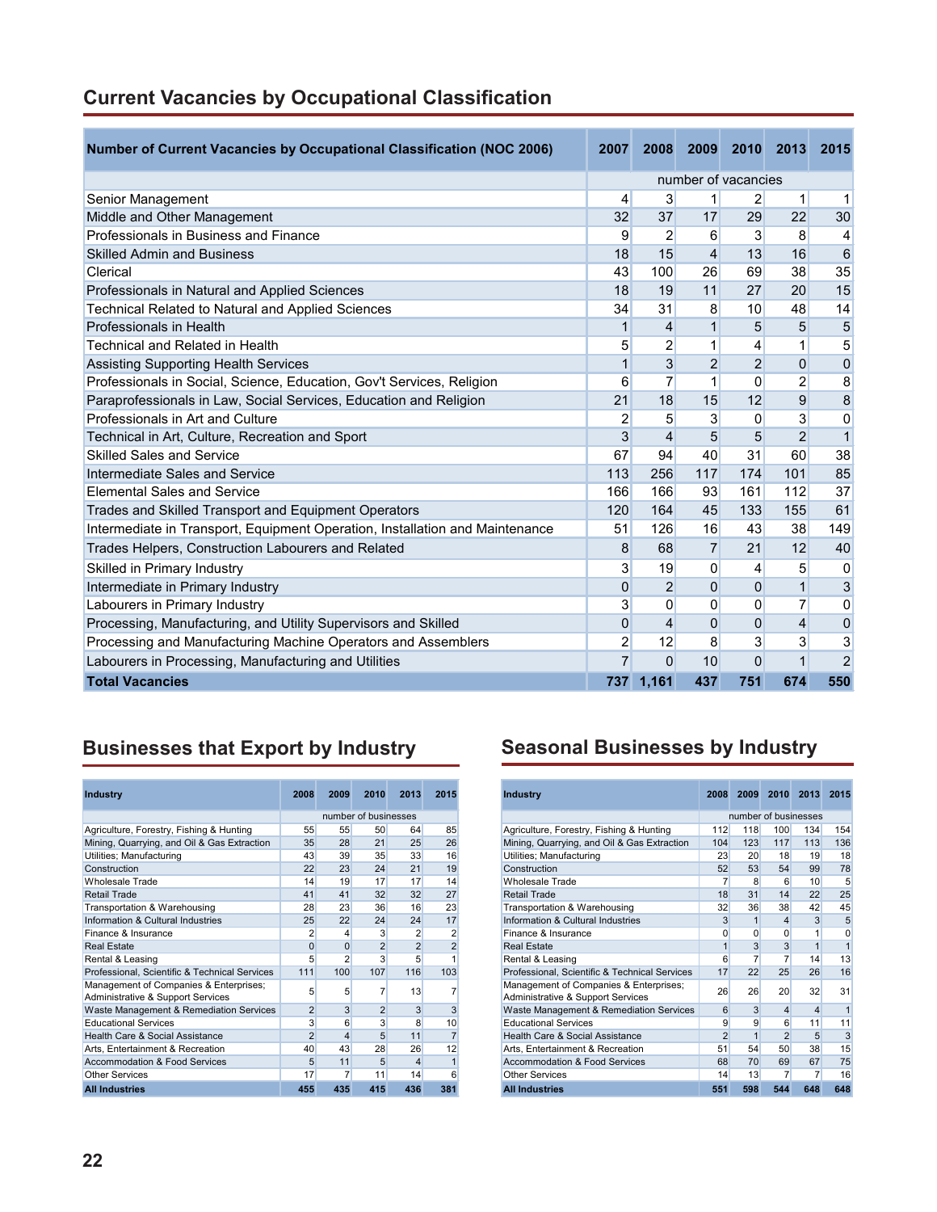## Current Vacancies by Occupational Classification

| Number of Current Vacancies by Occupational Classification (NOC 2006) | 2007 | 2008 | 2009 | 2010 | 2013 | 2015 |
|---|---|---|---|---|---|---|
| | number of vacancies | | | | | |
| Senior Management | 4 | 3 | 1 | 2 | 1 | 1 |
| Middle and Other Management | 32 | 37 | 17 | 29 | 22 | 30 |
| Professionals in Business and Finance | 9 | 2 | 6 | 3 | 8 | 4 |
| Skilled Admin and Business | 18 | 15 | 4 | 13 | 16 | 6 |
| Clerical | 43 | 100 | 26 | 69 | 38 | 35 |
| Professionals in Natural and Applied Sciences | 18 | 19 | 11 | 27 | 20 | 15 |
| Technical Related to Natural and Applied Sciences | 34 | 31 | 8 | 10 | 48 | 14 |
| Professionals in Health | 1 | 4 | 1 | 5 | 5 | 5 |
| Technical and Related in Health | 5 | 2 | 1 | 4 | 1 | 5 |
| Assisting Supporting Health Services | 1 | 3 | 2 | 2 | 0 | 0 |
| Professionals in Social, Science, Education, Gov't Services, Religion | 6 | 7 | 1 | 0 | 2 | 8 |
| Paraprofessionals in Law, Social Services, Education and Religion | 21 | 18 | 15 | 12 | 9 | 8 |
| Professionals in Art and Culture | 2 | 5 | 3 | 0 | 3 | 0 |
| Technical in Art, Culture, Recreation and Sport | 3 | 4 | 5 | 5 | 2 | 1 |
| Skilled Sales and Service | 67 | 94 | 40 | 31 | 60 | 38 |
| Intermediate Sales and Service | 113 | 256 | 117 | 174 | 101 | 85 |
| Elemental Sales and Service | 166 | 166 | 93 | 161 | 112 | 37 |
| Trades and Skilled Transport and Equipment Operators | 120 | 164 | 45 | 133 | 155 | 61 |
| Intermediate in Transport, Equipment Operation, Installation and Maintenance | 51 | 126 | 16 | 43 | 38 | 149 |
| Trades Helpers, Construction Labourers and Related | 8 | 68 | 7 | 21 | 12 | 40 |
| Skilled in Primary Industry | 3 | 19 | 0 | 4 | 5 | 0 |
| Intermediate in Primary Industry | 0 | 2 | 0 | 0 | 1 | 3 |
| Labourers in Primary Industry | 3 | 0 | 0 | 0 | 7 | 0 |
| Processing, Manufacturing, and Utility Supervisors and Skilled | 0 | 4 | 0 | 0 | 4 | 0 |
| Processing and Manufacturing Machine Operators and Assemblers | 2 | 12 | 8 | 3 | 3 | 3 |
| Labourers in Processing, Manufacturing and Utilities | 7 | 0 | 10 | 0 | 1 | 2 |
| **Total Vacancies** | **737** | **1,161** | **437** | **751** | **674** | **550** |

## Businesses that Export by Industry

| Industry | 2008 | 2009 | 2010 | 2013 | 2015 |
|---|---|---|---|---|---|
| | number of businesses | | | | |
| Agriculture, Forestry, Fishing & Hunting | 55 | 55 | 50 | 64 | 85 |
| Mining, Quarrying, and Oil & Gas Extraction | 35 | 28 | 21 | 25 | 26 |
| Utilities; Manufacturing | 43 | 39 | 35 | 33 | 16 |
| Construction | 22 | 23 | 24 | 21 | 19 |
| Wholesale Trade | 14 | 19 | 17 | 17 | 14 |
| Retail Trade | 41 | 41 | 32 | 32 | 27 |
| Transportation & Warehousing | 28 | 23 | 36 | 16 | 23 |
| Information & Cultural Industries | 25 | 22 | 24 | 24 | 17 |
| Finance & Insurance | 2 | 4 | 3 | 2 | 2 |
| Real Estate | 0 | 0 | 2 | 2 | 2 |
| Rental & Leasing | 5 | 2 | 3 | 5 | 1 |
| Professional, Scientific & Technical Services | 111 | 100 | 107 | 116 | 103 |
| Management of Companies & Enterprises; Administrative & Support Services | 5 | 5 | 7 | 13 | 7 |
| Waste Management & Remediation Services | 2 | 3 | 2 | 3 | 3 |
| Educational Services | 3 | 6 | 3 | 8 | 10 |
| Health Care & Social Assistance | 2 | 4 | 5 | 11 | 7 |
| Arts, Entertainment & Recreation | 40 | 43 | 28 | 26 | 12 |
| Accommodation & Food Services | 5 | 11 | 5 | 4 | 1 |
| Other Services | 17 | 7 | 11 | 14 | 6 |
| **All Industries** | **455** | **435** | **415** | **436** | **381** |

## Seasonal Businesses by Industry

| Industry | 2008 | 2009 | 2010 | 2013 | 2015 |
|---|---|---|---|---|---|
| | number of businesses | | | | |
| Agriculture, Forestry, Fishing & Hunting | 112 | 118 | 100 | 134 | 154 |
| Mining, Quarrying, and Oil & Gas Extraction | 104 | 123 | 117 | 113 | 136 |
| Utilities; Manufacturing | 23 | 20 | 18 | 19 | 18 |
| Construction | 52 | 53 | 54 | 99 | 78 |
| Wholesale Trade | 7 | 8 | 6 | 10 | 5 |
| Retail Trade | 18 | 31 | 14 | 22 | 25 |
| Transportation & Warehousing | 32 | 36 | 38 | 42 | 45 |
| Information & Cultural Industries | 3 | 1 | 4 | 3 | 5 |
| Finance & Insurance | 0 | 0 | 0 | 1 | 0 |
| Real Estate | 1 | 3 | 3 | 1 | 1 |
| Rental & Leasing | 6 | 7 | 7 | 14 | 13 |
| Professional, Scientific & Technical Services | 17 | 22 | 25 | 26 | 16 |
| Management of Companies & Enterprises; Administrative & Support Services | 26 | 26 | 20 | 32 | 31 |
| Waste Management & Remediation Services | 6 | 3 | 4 | 4 | 1 |
| Educational Services | 9 | 9 | 6 | 11 | 11 |
| Health Care & Social Assistance | 2 | 1 | 2 | 5 | 3 |
| Arts, Entertainment & Recreation | 51 | 54 | 50 | 38 | 15 |
| Accommodation & Food Services | 68 | 70 | 69 | 67 | 75 |
| Other Services | 14 | 13 | 7 | 7 | 16 |
| **All Industries** | **551** | **598** | **544** | **648** | **648** |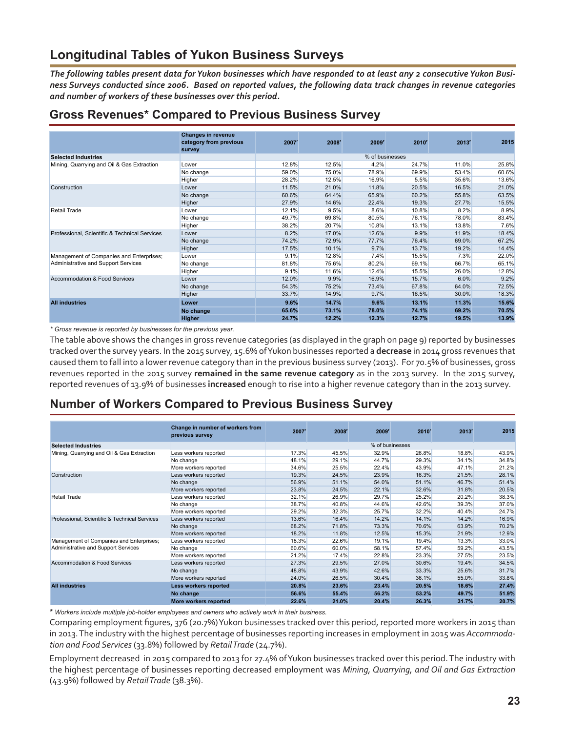## Longitudinal Tables of Yukon Business Surveys

***The following tables present data for Yukon businesses which have responded to at least any 2 consecutive Yukon Business Surveys conducted since 2006. Based on reported values, the following data track changes in revenue categories and number of workers of these businesses over this period.***

### Gross Revenues* Compared to Previous Business Survey

| | Changes in revenue category from previous survey | 2007r | 2008r | 2009r | 2010r | 2013r | 2015 |
|---|---|---|---|---|---|---|---|
| **Selected Industries** | | | | % of businesses | | | |
| Mining, Quarrying and Oil & Gas Extraction | Lower | 12.8% | 12.5% | 4.2% | 24.7% | 11.0% | 25.8% |
| | No change | 59.0% | 75.0% | 78.9% | 69.9% | 53.4% | 60.6% |
| | Higher | 28.2% | 12.5% | 16.9% | 5.5% | 35.6% | 13.6% |
| Construction | Lower | 11.5% | 21.0% | 11.8% | 20.5% | 16.5% | 21.0% |
| | No change | 60.6% | 64.4% | 65.9% | 60.2% | 55.8% | 63.5% |
| | Higher | 27.9% | 14.6% | 22.4% | 19.3% | 27.7% | 15.5% |
| Retail Trade | Lower | 12.1% | 9.5% | 8.6% | 10.8% | 8.2% | 8.9% |
| | No change | 49.7% | 69.8% | 80.5% | 76.1% | 78.0% | 83.4% |
| | Higher | 38.2% | 20.7% | 10.8% | 13.1% | 13.8% | 7.6% |
| Professional, Scientific & Technical Services | Lower | 8.2% | 17.0% | 12.6% | 9.9% | 11.9% | 18.4% |
| | No change | 74.2% | 72.9% | 77.7% | 76.4% | 69.0% | 67.2% |
| | Higher | 17.5% | 10.1% | 9.7% | 13.7% | 19.2% | 14.4% |
| Management of Companies and Enterprises; Administrative and Support Services | Lower | 9.1% | 12.8% | 7.4% | 15.5% | 7.3% | 22.0% |
| | No change | 81.8% | 75.6% | 80.2% | 69.1% | 66.7% | 65.1% |
| | Higher | 9.1% | 11.6% | 12.4% | 15.5% | 26.0% | 12.8% |
| Accommodation & Food Services | Lower | 12.0% | 9.9% | 16.9% | 15.7% | 6.0% | 9.2% |
| | No change | 54.3% | 75.2% | 73.4% | 67.8% | 64.0% | 72.5% |
| | Higher | 33.7% | 14.9% | 9.7% | 16.5% | 30.0% | 18.3% |
| **All industries** | **Lower** | **9.6%** | **14.7%** | **9.6%** | **13.1%** | **11.3%** | **15.6%** |
| | **No change** | **65.6%** | **73.1%** | **78.0%** | **74.1%** | **69.2%** | **70.5%** |
| | **Higher** | **24.7%** | **12.2%** | **12.3%** | **12.7%** | **19.5%** | **13.9%** |

*\* Gross revenue is reported by businesses for the previous year.*

The table above shows the changes in gross revenue categories (as displayed in the graph on page 9) reported by businesses tracked over the survey years. In the 2015 survey, 15.6% of Yukon businesses reported a **decrease** in 2014 gross revenues that caused them to fall into a lower revenue category than in the previous business survey (2013). For 70.5% of businesses, gross revenues reported in the 2015 survey **remained in the same revenue category** as in the 2013 survey. In the 2015 survey, reported revenues of 13.9% of businesses **increased** enough to rise into a higher revenue category than in the 2013 survey.

### Number of Workers Compared to Previous Business Survey

| | Change in number of workers from previous survey | 2007r | 2008r | 2009r | 2010r | 2013r | 2015 |
|---|---|---|---|---|---|---|---|
| **Selected Industries** | | | | % of businesses | | | |
| Mining, Quarrying and Oil & Gas Extraction | Less workers reported | 17.3% | 45.5% | 32.9% | 26.8% | 18.8% | 43.9% |
| | No change | 48.1% | 29.1% | 44.7% | 29.3% | 34.1% | 34.8% |
| | More workers reported | 34.6% | 25.5% | 22.4% | 43.9% | 47.1% | 21.2% |
| Construction | Less workers reported | 19.3% | 24.5% | 23.9% | 16.3% | 21.5% | 28.1% |
| | No change | 56.9% | 51.1% | 54.0% | 51.1% | 46.7% | 51.4% |
| | More workers reported | 23.8% | 24.5% | 22.1% | 32.6% | 31.8% | 20.5% |
| Retail Trade | Less workers reported | 32.1% | 26.9% | 29.7% | 25.2% | 20.2% | 38.3% |
| | No change | 38.7% | 40.8% | 44.6% | 42.6% | 39.3% | 37.0% |
| | More workers reported | 29.2% | 32.3% | 25.7% | 32.2% | 40.4% | 24.7% |
| Professional, Scientific & Technical Services | Less workers reported | 13.6% | 16.4% | 14.2% | 14.1% | 14.2% | 16.9% |
| | No change | 68.2% | 71.8% | 73.3% | 70.6% | 63.9% | 70.2% |
| | More workers reported | 18.2% | 11.8% | 12.5% | 15.3% | 21.9% | 12.9% |
| Management of Companies and Enterprises; Administrative and Support Services | Less workers reported | 18.3% | 22.6% | 19.1% | 19.4% | 13.3% | 33.0% |
| | No change | 60.6% | 60.0% | 58.1% | 57.4% | 59.2% | 43.5% |
| | More workers reported | 21.2% | 17.4% | 22.8% | 23.3% | 27.5% | 23.5% |
| Accommodation & Food Services | Less workers reported | 27.3% | 29.5% | 27.0% | 30.6% | 19.4% | 34.5% |
| | No change | 48.8% | 43.9% | 42.6% | 33.3% | 25.6% | 31.7% |
| | More workers reported | 24.0% | 26.5% | 30.4% | 36.1% | 55.0% | 33.8% |
| **All industries** | **Less workers reported** | **20.8%** | **23.6%** | **23.4%** | **20.5%** | **18.6%** | **27.4%** |
| | **No change** | **56.6%** | **55.4%** | **56.2%** | **53.2%** | **49.7%** | **51.9%** |
| | **More workers reported** | **22.6%** | **21.0%** | **20.4%** | **26.3%** | **31.7%** | **20.7%** |

\* *Workers include multiple job-holder employees and owners who actively work in their business.*

Comparing employment figures, 376 (20.7%) Yukon businesses tracked over this period, reported more workers in 2015 than in 2013. The industry with the highest percentage of businesses reporting increases in employment in 2015 was *Accommodation and Food Services* (33.8%) followed by *Retail Trade* (24.7%).

Employment decreased in 2015 compared to 2013 for 27.4% of Yukon businesses tracked over this period. The industry with the highest percentage of businesses reporting decreased employment was *Mining, Quarrying, and Oil and Gas Extraction* (43.9%) followed by *Retail Trade* (38.3%).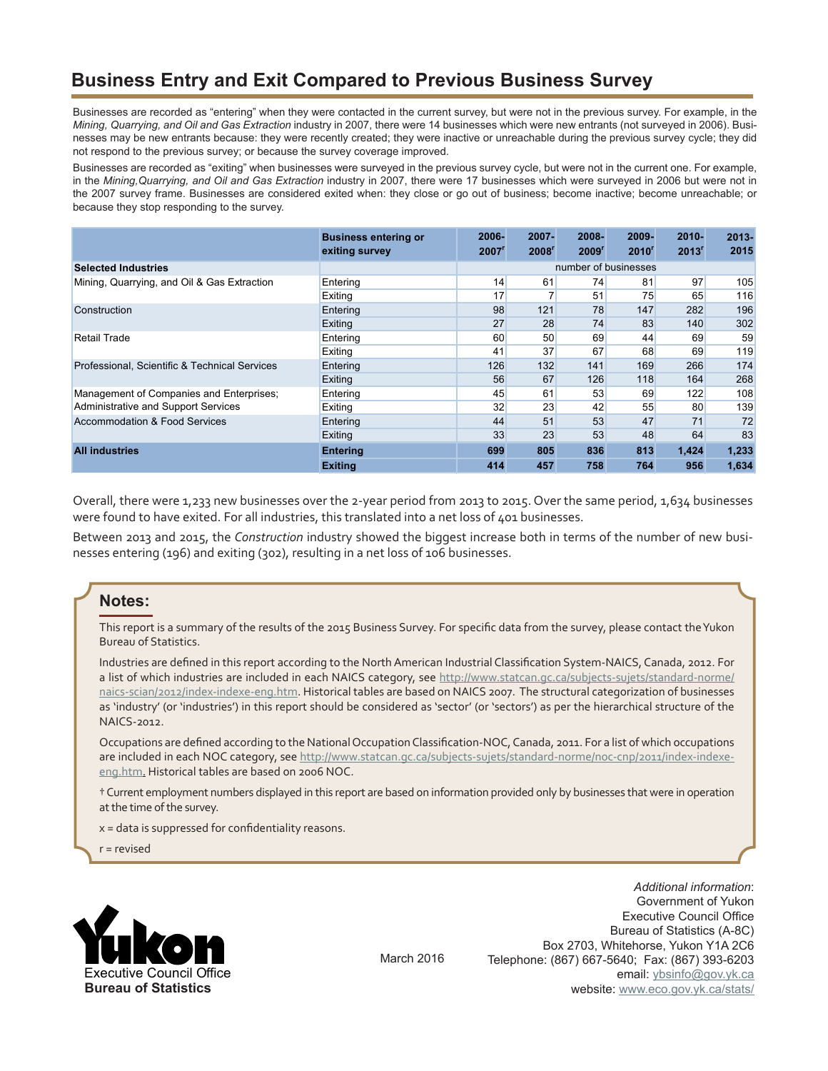# Business Entry and Exit Compared to Previous Business Survey

Businesses are recorded as "entering" when they were contacted in the current survey, but were not in the previous survey. For example, in the *Mining, Quarrying, and Oil and Gas Extraction* industry in 2007, there were 14 businesses which were new entrants (not surveyed in 2006). Businesses may be new entrants because: they were recently created; they were inactive or unreachable during the previous survey cycle; they did not respond to the previous survey; or because the survey coverage improved.

Businesses are recorded as "exiting" when businesses were surveyed in the previous survey cycle, but were not in the current one. For example, in the *Mining,Quarrying, and Oil and Gas Extraction* industry in 2007, there were 17 businesses which were surveyed in 2006 but were not in the 2007 survey frame. Businesses are considered exited when: they close or go out of business; become inactive; become unreachable; or because they stop responding to the survey.

| | Business entering or exiting survey | 2006-2007r | 2007-2008r | 2008-2009r | 2009-2010r | 2010-2013r | 2013-2015 |
|---|---|---|---|---|---|---|---|
| **Selected Industries** | | number of businesses | | | | | |
| Mining, Quarrying, and Oil & Gas Extraction | Entering | 14 | 61 | 74 | 81 | 97 | 105 |
| | Exiting | 17 | 7 | 51 | 75 | 65 | 116 |
| Construction | Entering | 98 | 121 | 78 | 147 | 282 | 196 |
| | Exiting | 27 | 28 | 74 | 83 | 140 | 302 |
| Retail Trade | Entering | 60 | 50 | 69 | 44 | 69 | 59 |
| | Exiting | 41 | 37 | 67 | 68 | 69 | 119 |
| Professional, Scientific & Technical Services | Entering | 126 | 132 | 141 | 169 | 266 | 174 |
| | Exiting | 56 | 67 | 126 | 118 | 164 | 268 |
| Management of Companies and Enterprises; Administrative and Support Services | Entering | 45 | 61 | 53 | 69 | 122 | 108 |
| | Exiting | 32 | 23 | 42 | 55 | 80 | 139 |
| Accommodation & Food Services | Entering | 44 | 51 | 53 | 47 | 71 | 72 |
| | Exiting | 33 | 23 | 53 | 48 | 64 | 83 |
| **All industries** | **Entering** | **699** | **805** | **836** | **813** | **1,424** | **1,233** |
| | **Exiting** | **414** | **457** | **758** | **764** | **956** | **1,634** |

Overall, there were 1,233 new businesses over the 2-year period from 2013 to 2015. Over the same period, 1,634 businesses were found to have exited. For all industries, this translated into a net loss of 401 businesses.

Between 2013 and 2015, the *Construction* industry showed the biggest increase both in terms of the number of new businesses entering (196) and exiting (302), resulting in a net loss of 106 businesses.

## Notes:

This report is a summary of the results of the 2015 Business Survey. For specific data from the survey, please contact the Yukon Bureau of Statistics.

Industries are defined in this report according to the North American Industrial Classification System-NAICS, Canada, 2012. For a list of which industries are included in each NAICS category, see http://www.statcan.gc.ca/subjects-sujets/standard-norme/naics-scian/2012/index-indexe-eng.htm. Historical tables are based on NAICS 2007. The structural categorization of businesses as 'industry' (or 'industries') in this report should be considered as 'sector' (or 'sectors') as per the hierarchical structure of the NAICS-2012.

Occupations are defined according to the National Occupation Classification-NOC, Canada, 2011. For a list of which occupations are included in each NOC category, see http://www.statcan.gc.ca/subjects-sujets/standard-norme/noc-cnp/2011/index-indexe-eng.htm. Historical tables are based on 2006 NOC.

† Current employment numbers displayed in this report are based on information provided only by businesses that were in operation at the time of the survey.

x = data is suppressed for confidentiality reasons.

r = revised

Yukon
Executive Council Office
**Bureau of Statistics**

March 2016

*Additional information*:
Government of Yukon
Executive Council Office
Bureau of Statistics (A-8C)
Box 2703, Whitehorse, Yukon Y1A 2C6
Telephone: (867) 667-5640; Fax: (867) 393-6203
email: ybsinfo@gov.yk.ca
website: www.eco.gov.yk.ca/stats/